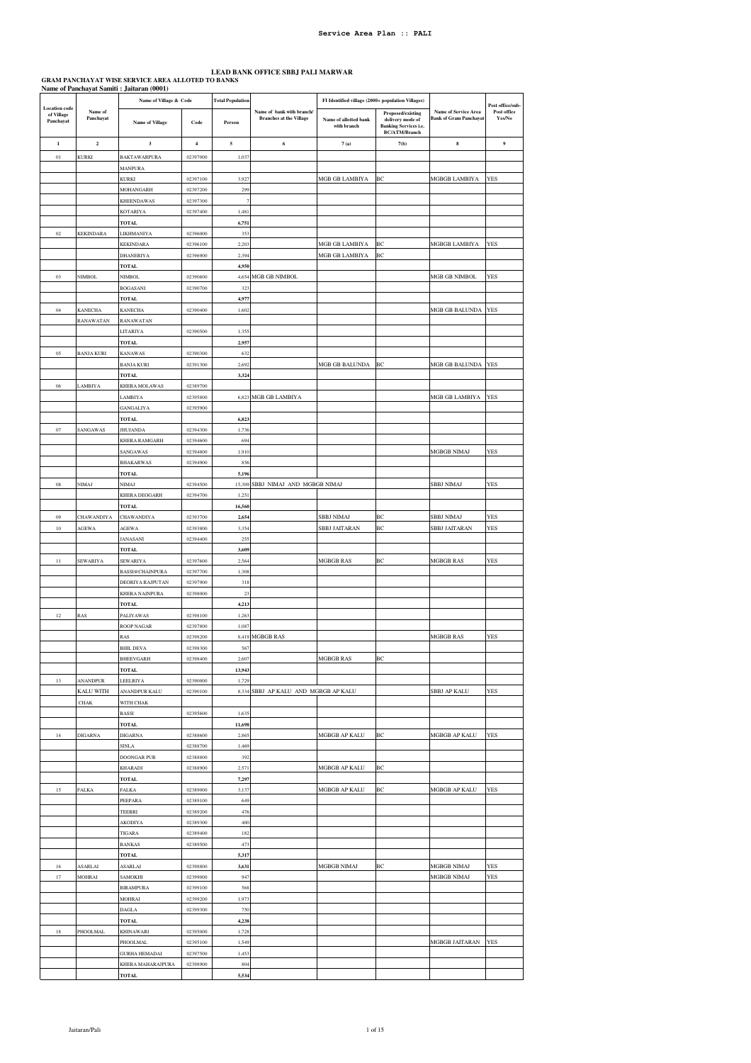**Service Area Plan :: PALI**

## LEAD BANK OFFICE SBBJ PALI MARWAR

### GRAM PANCHAYAT WISE SERVICE AREA ALLOTED TO BANKS

### Name of Panchayat Samiti : Jaitaran (0001)

| Location code of Village Panchayat | Name of Panchayat | Name of Village & Code | | Total Population | Name of bank with branch/ Branches at the Village | FI Identified village (2000+ population Villages) | | Name of Service Area Bank of Gram Panchayat | Post office/sub-Post office Yes/No |
|---|---|---|---|---|---|---|---|---|---|
| | | Name of Village | Code | Person | | Name of allotted bank with branch | Proposed/existing delivery mode of Banking Services i.e. BC/ATM/Branch | | |
| 1 | 2 | 3 | 4 | 5 | 6 | 7 (a) | 7(b) | 8 | 9 |
| 01 | KURKI | BAKTAWARPURA | 02397000 | 1,037 | | | | | |
| | | MANPURA | | | | | | | |
| | | KURKI | 02397100 | 3,927 | | MGB GB LAMBIYA | BC | MGBGB LAMBIYA | YES |
| | | MOHANGARH | 02397200 | 299 | | | | | |
| | | KHEENDAWAS | 02397300 | 7 | | | | | |
| | | KOTARIYA | 02397400 | 1,481 | | | | | |
| | | **TOTAL** | | **6,751** | | | | | |
| 02 | KEKINDARA | LIKHMANIYA | 02396000 | 353 | | | | | |
| | | KEKINDARA | 02396100 | 2,203 | | MGB GB LAMBIYA | BC | MGBGB LAMBIYA | YES |
| | | DHANERIYA | 02396900 | 2,394 | | MGB GB LAMBIYA | BC | | |
| | | **TOTAL** | | **4,950** | | | | | |
| 03 | NIMBOL | NIMBOL | 02390600 | 4,654 | MGB GB NIMBOL | | | MGB GB NIMBOL | YES |
| | | BOGASANI | 02390700 | 323 | | | | | |
| | | **TOTAL** | | **4,977** | | | | | |
| 04 | KANECHA | KANECHA | 02390400 | 1,602 | | | | MGB GB BALUNDA | YES |
| | RANAWATAN | RANAWATAN | | | | | | | |
| | | LITARIYA | 02390500 | 1,355 | | | | | |
| | | **TOTAL** | | **2,957** | | | | | |
| 05 | BANJA KURI | KANAWAS | 02390300 | 632 | | | | | |
| | | BANJA KURI | 02391300 | 2,692 | | MGB GB BALUNDA | BC | MGB GB BALUNDA | YES |
| | | **TOTAL** | | **3,324** | | | | | |
| 06 | LAMBIYA | KHERA MOLAWAS | 02389700 | | | | | | |
| | | LAMBIYA | 02395800 | 6,823 | MGB GB LAMBIYA | | | MGB GB LAMBIYA | YES |
| | | GANGALIYA | 02395900 | | | | | | |
| | | **TOTAL** | | **6,823** | | | | | |
| 07 | SANGAWAS | JHUJANDA | 02394300 | 1,736 | | | | | |
| | | KHERA RAMGARH | 02394600 | 694 | | | | | |
| | | SANGAWAS | 02394800 | 1,910 | | | | MGBGB NIMAJ | YES |
| | | BHAKARWAS | 02394900 | 856 | | | | | |
| | | **TOTAL** | | **5,196** | | | | | |
| 08 | NIMAJ | NIMAJ | 02394500 | 15,309 | SBBJ NIMAJ AND MGBGB NIMAJ | | | SBBJ NIMAJ | YES |
| | | KHERA DEOGARH | 02394700 | 1,251 | | | | | |
| | | **TOTAL** | | **16,560** | | | | | |
| 09 | CHAWANDIYA | CHAWANDIYA | 02393700 | 2,654 | | SBBJ NIMAJ | BC | SBBJ NIMAJ | YES |
| 10 | AGEWA | AGEWA | 02393800 | 3,354 | | SBBJ JAITARAN | BC | SBBJ JAITARAN | YES |
| | | JANASANI | 02394400 | 255 | | | | | |
| | | **TOTAL** | | **3,609** | | | | | |
| 11 | SEWARIYA | SEWARIYA | 02397600 | 2,564 | | MGBGB RAS | BC | MGBGB RAS | YES |
| | | BASSI@CHAINPURA | 02397700 | 1,308 | | | | | |
| | | DEORIYA RAJPUTAN | 02397900 | 318 | | | | | |
| | | KHERA NAINPURA | 02398000 | 23 | | | | | |
| | | **TOTAL** | | **4,213** | | | | | |
| 12 | RAS | PALIYAWAS | 02398100 | 1,263 | | | | | |
| | | ROOP NAGAR | 02397800 | 1,087 | | | | | |
| | | RAS | 02398200 | 8,419 | MGBGB RAS | | | MGBGB RAS | YES |
| | | BHIL DEVA | 02398300 | 567 | | | | | |
| | | BHEEVGARH | 02398400 | 2,607 | | MGBGB RAS | BC | | |
| | | **TOTAL** | | **13,943** | | | | | |
| 13 | ANANDPUR | LEELRIYA | 02390000 | 1,729 | | | | | |
| | KALU WITH | ANANDPUR KALU | 02390100 | 8,334 | SBBJ AP KALU AND MGBGB AP KALU | | | SBBJ AP KALU | YES |
| | CHAK | WITH CHAK | | | | | | | |
| | | BASSI | 02395600 | 1,635 | | | | | |
| | | **TOTAL** | | **11,698** | | | | | |
| 14 | DIGARNA | DIGARNA | 02388600 | 2,865 | | MGBGB AP KALU | BC | MGBGB AP KALU | YES |
| | | SINLA | 02388700 | 1,469 | | | | | |
| | | DOONGAR PUR | 02388800 | 392 | | | | | |
| | | KHARADI | 02388900 | 2,571 | | MGBGB AP KALU | BC | | |
| | | **TOTAL** | | **7,297** | | | | | |
| 15 | FALKA | FALKA | 02389000 | 3,137 | | MGBGB AP KALU | BC | MGBGB AP KALU | YES |
| | | PEEPARA | 02389100 | 649 | | | | | |
| | | TEEBRI | 02389200 | 476 | | | | | |
| | | AKODIYA | 02389300 | 400 | | | | | |
| | | TIGARA | 02389400 | 182 | | | | | |
| | | BANKAS | 02389500 | 473 | | | | | |
| | | **TOTAL** | | **5,317** | | | | | |
| 16 | ASARLAI | ASARLAI | 02398800 | 3,631 | | MGBGB NIMAJ | BC | MGBGB NIMAJ | YES |
| 17 | MOHRAI | SAMOKHI | 02399000 | 947 | | | | MGBGB NIMAJ | YES |
| | | BIRAMPURA | 02399100 | 568 | | | | | |
| | | MOHRAI | 02399200 | 1,973 | | | | | |
| | | DAGLA | 02399300 | 750 | | | | | |
| | | **TOTAL** | | **4,238** | | | | | |
| 18 | PHOOLMAL | KHINAWARI | 02395000 | 1,728 | | | | | |
| | | PHOOLMAL | 02395100 | 1,549 | | | | MGBGB JAITARAN | YES |
| | | GURHA HEMADAI | 02397500 | 1,453 | | | | | |
| | | KHERA MAHARAJPURA | 02398900 | 804 | | | | | |
| | | **TOTAL** | | **5,534** | | | | | |

Jaitaran/Pali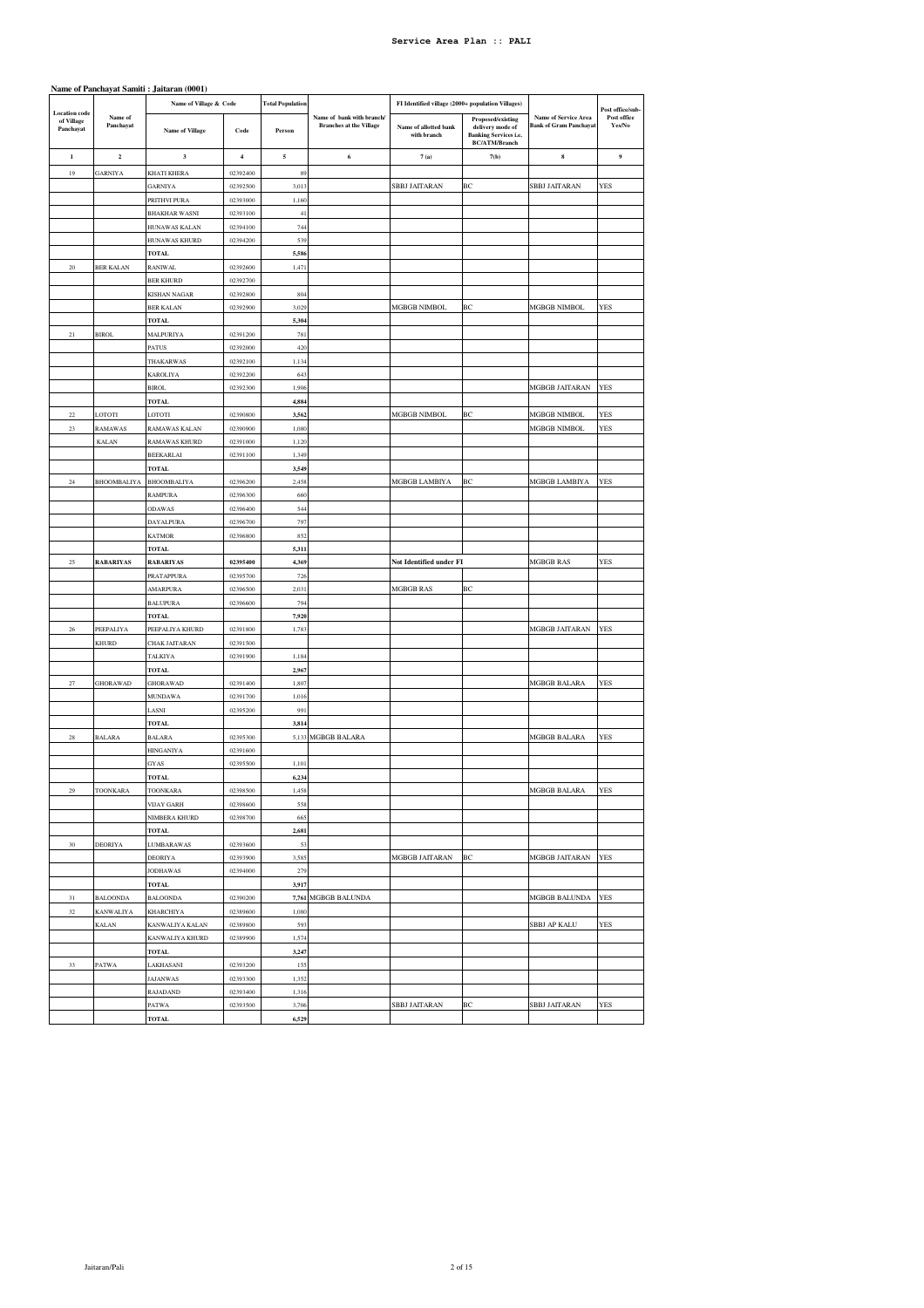# Service Area Plan :: PALI

**Name of Panchayat Samiti : Jaitaran (0001)**

| Location code of Village Panchayat | Name of Panchayat | Name of Village & Code | | Total Population | Name of bank with branch/ Branches at the Village | FI Identified village (2000+ population Villages) | | Name of Service Area Bank of Gram Panchayat | Post office/sub-Post office Yes/No |
|---|---|---|---|---|---|---|---|---|---|
| | | Name of Village | Code | Person | | Name of allotted bank with branch | Proposed/existing delivery mode of Banking Services i.e. BC/ATM/Branch | | |
| 1 | 2 | 3 | 4 | 5 | 6 | 7 (a) | 7(b) | 8 | 9 |
| 19 | GARNIYA | KHATI KHERA | 02392400 | 89 | | | | | |
| | | GARNIYA | 02392500 | 3,013 | | SBBJ JAITARAN | BC | SBBJ JAITARAN | YES |
| | | PRITHVI PURA | 02393000 | 1,160 | | | | | |
| | | BHAKHAR WASNI | 02393100 | 41 | | | | | |
| | | HUNAWAS KALAN | 02394100 | 744 | | | | | |
| | | HUNAWAS KHURD | 02394200 | 539 | | | | | |
| | | **TOTAL** | | **5,586** | | | | | |
| 20 | BER KALAN | RANIWAL | 02392600 | 1,471 | | | | | |
| | | BER KHURD | 02392700 | | | | | | |
| | | KISHAN NAGAR | 02392800 | 804 | | | | | |
| | | BER KALAN | 02392900 | 3,029 | | MGBGB NIMBOL | BC | MGBGB NIMBOL | YES |
| | | **TOTAL** | | **5,304** | | | | | |
| 21 | BIROL | MALPURIYA | 02391200 | 781 | | | | | |
| | | PATUS | 02392000 | 420 | | | | | |
| | | THAKARWAS | 02392100 | 1,134 | | | | | |
| | | KAROLIYA | 02392200 | 643 | | | | | |
| | | BIROL | 02392300 | 1,906 | | | | MGBGB JAITARAN | YES |
| | | **TOTAL** | | **4,884** | | | | | |
| 22 | LOTOTI | LOTOTI | 02390800 | 3,562 | | MGBGB NIMBOL | BC | MGBGB NIMBOL | YES |
| 23 | RAMAWAS | RAMAWAS KALAN | 02390900 | 1,080 | | | | MGBGB NIMBOL | YES |
| | KALAN | RAMAWAS KHURD | 02391000 | 1,120 | | | | | |
| | | BEEKARLAI | 02391100 | 1,349 | | | | | |
| | | **TOTAL** | | **3,549** | | | | | |
| 24 | BHOOMBALIYA | BHOOMBALIYA | 02396200 | 2,458 | | MGBGB LAMBIYA | BC | MGBGB LAMBIYA | YES |
| | | RAMPURA | 02396300 | 660 | | | | | |
| | | ODAWAS | 02396400 | 544 | | | | | |
| | | DAYALPURA | 02396700 | 797 | | | | | |
| | | KATMOR | 02396800 | 852 | | | | | |
| | | **TOTAL** | | **5,311** | | | | | |
| 25 | **RABARIYAS** | **RABARIYAS** | **02395400** | **4,369** | | **Not Identified under FI** | | MGBGB RAS | YES |
| | | PRATAPPURA | 02395700 | 726 | | | | | |
| | | AMARPURA | 02396500 | 2,031 | | MGBGB RAS | BC | | |
| | | BALUPURA | 02396600 | 794 | | | | | |
| | | **TOTAL** | | **7,920** | | | | | |
| 26 | PEEPALIYA | PEEPALIYA KHURD | 02391800 | 1,783 | | | | MGBGB JAITARAN | YES |
| | KHURD | CHAK JAITARAN | 02391500 | | | | | | |
| | | TALKIYA | 02391900 | 1,184 | | | | | |
| | | **TOTAL** | | **2,967** | | | | | |
| 27 | GHORAWAD | GHORAWAD | 02391400 | 1,807 | | | | MGBGB BALARA | YES |
| | | MUNDAWA | 02391700 | 1,016 | | | | | |
| | | LASNI | 02395200 | 991 | | | | | |
| | | **TOTAL** | | **3,814** | | | | | |
| 28 | BALARA | BALARA | 02395300 | 5,133 | MGBGB BALARA | | | MGBGB BALARA | YES |
| | | HINGANIYA | 02391600 | | | | | | |
| | | GYAS | 02395500 | 1,101 | | | | | |
| | | **TOTAL** | | **6,234** | | | | | |
| 29 | TOONKARA | TOONKARA | 02398500 | 1,458 | | | | MGBGB BALARA | YES |
| | | VIJAY GARH | 02398600 | 558 | | | | | |
| | | NIMBERA KHURD | 02398700 | 665 | | | | | |
| | | **TOTAL** | | **2,681** | | | | | |
| 30 | DEORIYA | LUMBARAWAS | 02393600 | 53 | | | | | |
| | | DEORIYA | 02393900 | 3,585 | | MGBGB JAITARAN | BC | MGBGB JAITARAN | YES |
| | | JODHAWAS | 02394000 | 279 | | | | | |
| | | **TOTAL** | | **3,917** | | | | | |
| 31 | BALOONDA | BALOONDA | 02390200 | **7,761** | MGBGB BALUNDA | | | MGBGB BALUNDA | YES |
| 32 | KANWALIYA | KHARCHIYA | 02389600 | 1,080 | | | | | |
| | KALAN | KANWALIYA KALAN | 02389800 | 593 | | | | SBBJ AP KALU | YES |
| | | KANWALIYA KHURD | 02389900 | 1,574 | | | | | |
| | | **TOTAL** | | **3,247** | | | | | |
| 33 | PATWA | LAKHASANI | 02393200 | 155 | | | | | |
| | | JAJANWAS | 02393300 | 1,352 | | | | | |
| | | RAJADAND | 02393400 | 1,316 | | | | | |
| | | PATWA | 02393500 | 3,706 | | SBBJ JAITARAN | BC | SBBJ JAITARAN | YES |
| | | **TOTAL** | | **6,529** | | | | | |

Jaitaran/Pali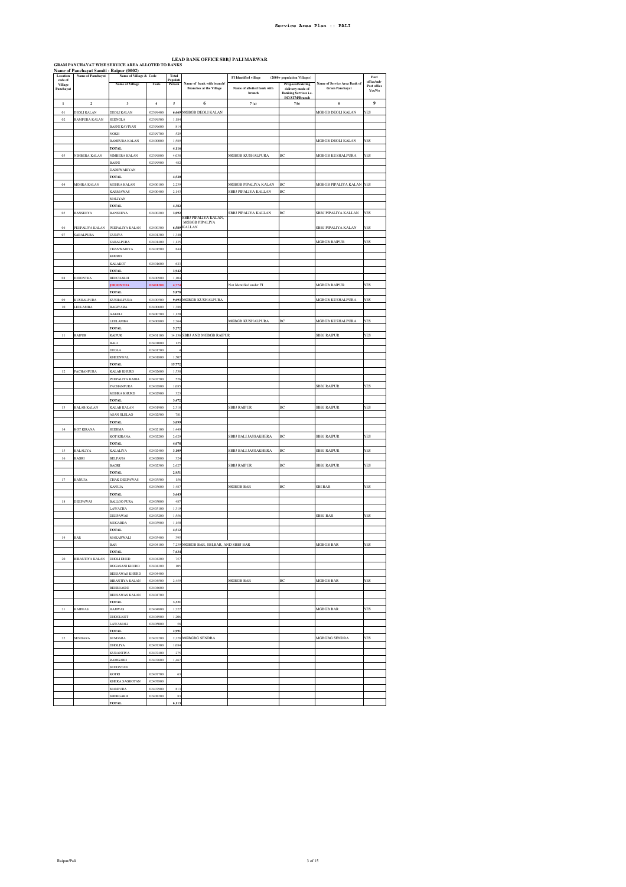# LEAD BANK OFFICE SBBJ PALI MARWAR

## GRAM PANCHAYAT WISE SERVICE AREA ALLOTED TO BANKS

**Name of Panchayat Samiti : Raipur (0002)**

| Location code of Village Panchayat | Name of Panchayat | Name of Village & Code | | Total Population Person | Name of bank with branch/ Branches at the Village | FI Identified village (2000+ population Villages) | | Name of Service Area Bank of Gram Panchayat | Post office/sub-Post office Yes/No |
|---|---|---|---|---|---|---|---|---|---|
| | | Name of Village | Code | | | Name of allotted bank with branch | Proposed/existing delivery mode of Banking Services i.e. BC/ATM/Branch | | |
| 1 | 2 | 3 | 4 | 5 | 6 | 7 (a) | 7(b) | 8 | 9 |
| 01 | DEOLI KALAN | DEOLI KALAN | 02399400 | 6,669 | MGBGB DEOLI KALAN | | | MGBGB DEOLI KALAN | YES |
| 02 | RAMPURA KALAN | SEENGLA | 02399500 | 1,184 | | | | | |
| | | BASNI KAVIYAN | 02399600 | 814 | | | | | |
| | | NOKH | 02399700 | 529 | | | | | |
| | | RAMPURA KALAN | 02400000 | 1,589 | | | | MGBGB DEOLI KALAN | YES |
| | | TOTAL | | 4,116 | | | | | |
| 03 | NIMBERA KALAN | NIMBERA KALAN | 02399800 | 4,038 | | MGBGB KUSHALPURA | BC | MGBGB KUSHALPURA | YES |
| | | BASNI | 02399900 | 482 | | | | | |
| | | DADHWARIYAN | | | | | | | |
| | | TOTAL | | 4,520 | | | | | |
| 04 | MOHRA KALAN | MOHRA KALAN | 02400100 | 2,239 | | MGBGB PIPALIYA KALAN | BC | MGBGB PIPALIYA KALAN | YES |
| | | KARMAWAS | 02400400 | 2,143 | | SBBJ PIPALIYA KALLAN | BC | | |
| | | MALIYAN | | | | | | | |
| | | TOTAL | | 4,382 | | | | | |
| 05 | BANSEEYA | BANSEEYA | 02400200 | 3,092 | | SBBJ PIPALIYA KALLAN | BC | SBBJ PIPALIYA KALLAN | YES |
| 06 | PEEPALIYA KALAN | PEEPALIYA KALAN | 02400300 | 6,589 | SBBJ PIPALIYA KALAN, MGBGB PIPALIYA KALLAN | | | SBBJ PIPALIYA KALAN | YES |
| 07 | SABALPURA | GURIYA | 02401300 | 1,340 | | | | | |
| | | SABALPURA | 02401400 | 1,135 | | | | MGBGB RAIPUR | YES |
| | | CHANWADIYA | 02401500 | 844 | | | | | |
| | | KHURD | | | | | | | |
| | | KALAKOT | 02401600 | 623 | | | | | |
| | | TOTAL | | 3,942 | | | | | |
| 08 | JHOONTHA | BEECHARDI | 02400900 | 1,104 | | | | | |
| | | JHOONTHA | 02401200 | 4,774 | | Not Identified under FI | | MGBGB RAIPUR | YES |
| | | TOTAL | | 5,878 | | | | | |
| 09 | KUSHALPURA | KUSHALPURA | 02400500 | 9,693 | MGBGB KUSHALPURA | | | MGBGB KUSHALPURA | YES |
| 10 | LEELAMBA | BAGIYARA | 02400600 | 1,388 | | | | | |
| | | AAKELI | 02400700 | 1,120 | | | | | |
| | | LEELAMBA | 02400800 | 2,764 | | MGBGB KUSHALPURA | BC | MGBGB KUSHALPURA | YES |
| | | TOTAL | | 5,272 | | | | | |
| 11 | RAIPUR | RAIPUR | 02401100 | 14,136 | SBBJ AND MGBGB RAIPUR | | | SBBJ RAIPUR | YES |
| | | BALI | 02401000 | 125 | | | | | |
| | | DEOLA | 02401700 | 4 | | | | | |
| | | KHEENWAL | 02401800 | 1,507 | | | | | |
| | | TOTAL | | 15,772 | | | | | |
| 12 | PACHANPURA | KALAB KHURD | 02402600 | 1,538 | | | | | |
| | | PEEPALIYA BADIA | 02402700 | 526 | | | | | |
| | | PACHANPURA | 02402800 | 1,085 | | | | SBBJ RAIPUR | YES |
| | | MOHRA KHURD | 02402900 | 323 | | | | | |
| | | TOTAL | | 3,472 | | | | | |
| 13 | KALAB KALAN | KALAB KALAN | 02401900 | 2,318 | | SBBJ RAIPUR | BC | SBBJ RAIPUR | YES |
| | | ASAN JILELAO | 02402500 | 781 | | | | | |
| | | TOTAL | | 3,099 | | | | | |
| 14 | KOT KIRANA | SEERMA | 02402100 | 1,449 | | | | | |
| | | KOT KIRANA | 02402200 | 2,629 | | SBBJ BALI JASSAKHERA | BC | SBBJ RAIPUR | YES |
| | | TOTAL | | 4,078 | | | | | |
| 15 | KALALIYA | KALALIYA | 02402400 | 3,109 | | SBBJ BALI JASSAKHERA | BC | SBBJ RAIPUR | YES |
| 16 | BAGRI | BELPANA | 02402000 | 324 | | | | | |
| | | BAGRI | 02402300 | 2,627 | | SBBJ RAIPUR | BC | SBBJ RAIPUR | YES |
| | | TOTAL | | 2,951 | | | | | |
| 17 | KANUJA | CHAK DEEPAWAS | 02403500 | 156 | | | | | |
| | | KANUJA | 02403600 | 3,487 | | MGBGB BAR | BC | SBI BAR | YES |
| | | TOTAL | | 3,643 | | | | | |
| 18 | DEEPAWAS | BALLOO PURA | 02403000 | 487 | | | | | |
| | | LAWACHA | 02403100 | 1,319 | | | | | |
| | | DEEPAWAS | 02403200 | 1,556 | | | | SBBJ BAR | YES |
| | | MEGARDA | 02403900 | 1,150 | | | | | |
| | | TOTAL | | 4,512 | | | | | |
| 19 | BAR | MAKARWALI | 02403400 | 395 | | | | | |
| | | BAR | 02404100 | 7,239 | MGBGB BAR, SBI,BAR, AND SBBJ BAR | | | MGBGB BAR | YES |
| | | TOTAL | | 7,634 | | | | | |
| 20 | BIRANTIYA KALAN | DHOLI DHED | 02404200 | 757 | | | | | |
| | | BOGASANI KHURD | 02404300 | 105 | | | | | |
| | | BEESAWAS KHURD | 02404400 | | | | | | |
| | | BIRANTIYA KALAN | 02404500 | 2,459 | | MGBGB BAR | BC | MGBGB BAR | YES |
| | | BEERBASNI | 02404600 | | | | | | |
| | | BEESAWAS KALAN | 02404700 | | | | | | |
| | | TOTAL | | 3,321 | | | | | |
| 21 | HAJIWAS | HAJIWAS | 02404800 | 1,727 | | | | MGBGB BAR | YES |
| | | DHOOLKOT | 02404900 | 1,206 | | | | | |
| | | LAWAMALI | 02405000 | 58 | | | | | |
| | | TOTAL | | 2,991 | | | | | |
| 22 | SENDARA | SENDARA | 02407200 | 2,328 | MGBGBG SENDRA | | | MGBGBG SENDRA | YES |
| | | DHOLIYA | 02407300 | 1,084 | | | | | |
| | | KURANTIYA | 02407400 | 275 | | | | | |
| | | RAMGARH | 02407600 | 1,467 | | | | | |
| | | SEDONTAN | | | | | | | |
| | | KOTRI | 02407700 | 63 | | | | | |
| | | KHERA SAGROTAN | 02407800 | | | | | | |
| | | MANPURA | 02407900 | 813 | | | | | |
| | | SHERGARH | 02408200 | 83 | | | | | |
| | | TOTAL | | 6,113 | | | | | |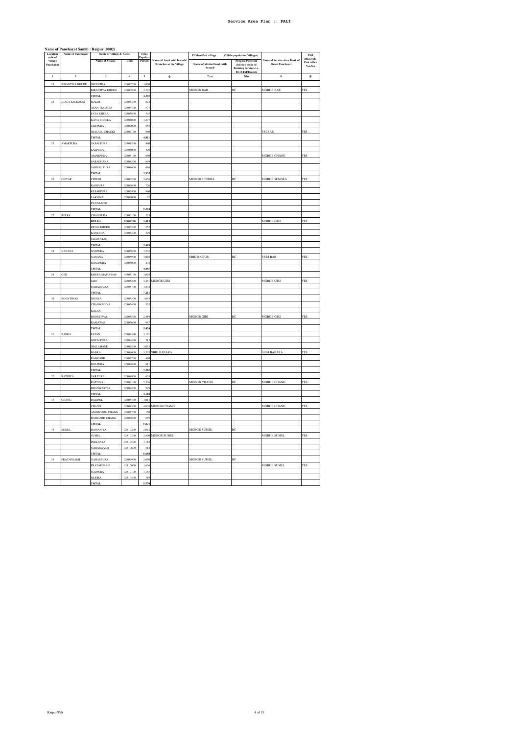**Service Area Plan :: PALI**

**Name of Panchayat Samiti : Raipur (0002)**

| Location code of Village Panchayat | Name of Panchayat | Name of Village & Code | | Total Population | Name of bank with branch/ Branches at the Village | FI Identified village (2000+ population Villages) | | Name of Service Area Bank of Gram Panchayat | Post office/sub-Post office Yes/No |
|---|---|---|---|---|---|---|---|---|---|
| | | Name of Village | Code | Person | | Name of allotted bank with branch | Proposed/existing delivery mode of Banking Services i.e. BC/ATM/Branch | | |
| 1 | 2 | 3 | 4 | 5 | 6 | 7(a) | 7(b) | 8 | 9 |
| 23 | BIRANTIYA KHURD | JHEENTRA | 02406700 | 1,000 | | | | | |
| | | BIRANTIYA KHURD | 02406800 | 3,395 | | MGBGB BAR | BC | MGBGB BAR | YES |
| | | TOTAL | | 4,395 | | | | | |
| 24 | JHALA KI CHAUKI | MALNI | 02403500 | 824 | | | | | |
| | | ASAN TILORIYA | 02403700 | 577 | | | | | |
| | | FATA KHERA | 02403800 | 595 | | | | | |
| | | KAYA BHEELA | 02404000 | 1,297 | | | | | |
| | | JAITPURA | 02407000 | 658 | | | | | |
| | | JHALA KI CHAUKI | 02407100 | 860 | | | | SBI BAR | YES |
| | | TOTAL | | 4,811 | | | | | |
| 25 | AMARPURA | SABALPURA | 02407500 | 480 | | | | | |
| | | LALPURA | 02408000 | 420 | | | | | |
| | | AMARPURA | 02408100 | 650 | | | | MGBGB CHANG | YES |
| | | SARADHANA | 02408300 | 699 | | | | | |
| | | JAGMAL PURA | 02408600 | 686 | | | | | |
| | | TOTAL | | 2,935 | | | | | |
| 26 | CHITAR | CHITAR | 02406500 | 3,656 | | MGBGB SENDRA | BC | MGBGB SENDRA | YES |
| | | KANPURA | 02406600 | 726 | | | | | |
| | | KESARPURA | 02406900 | 980 | | | | | |
| | | LAKHNA | 02409000 | 32 | | | | | |
| | | PANABAGRI | | | | | | | |
| | | TOTAL | | 5,394 | | | | | |
| 27 | RELRA | CHAINPURA | 02406100 | 523 | | | | | |
| | | RELRA | 02406200 | 1,415 | | | | MGBGB GIRI | YES |
| | | DEOLI KHURD | 02406300 | 252 | | | | | |
| | | KANECHA | 02406400 | 299 | | | | | |
| | | UDAWATAN | | | | | | | |
| | | TOTAL | | 2,489 | | | | | |
| 28 | NANANA | SODPURA | 02405800 | 1,545 | | | | | |
| | | NANANA | 02405900 | 3,088 | | SBBJ RAIPUR | BC | SBBJ BAR | YES |
| | | SHAHPURA | 02406000 | 232 | | | | | |
| | | TOTAL | | 4,865 | | | | | |
| 29 | GIRI | KHERA MAMAWAS | 02405100 | 1,098 | | | | | |
| | | GIRI | 02405200 | 4,281 | MGBGB GIRI | | | MGBGB GIRI | YES |
| | | NAHARPURA | 02405700 | 1,832 | | | | | |
| | | TOTAL | | 7,211 | | | | | |
| 30 | BOONTIWAS | MESIYA | 02405300 | 1,663 | | | | | |
| | | CHANWADIYA | 02405400 | 355 | | | | | |
| | | KALAN | | | | | | | |
| | | BOONTIWAS | 02405500 | 2,419 | | MGBGB GIRI | BC | MGBGB GIRI | YES |
| | | RAMAWAS | 02405600 | 987 | | | | | |
| | | TOTAL | | 5,424 | | | | | |
| 31 | BABRA | PATAN | 02409300 | 1,171 | | | | | |
| | | GOPALPURA | 02409400 | 515 | | | | | |
| | | JHALAMAND | 02409500 | 1,063 | | | | | |
| | | BABRA | 02409600 | 3,335 | SBBJ BABARA | | | SBBJ BABARA | YES |
| | | RAMGARH | 02409700 | 490 | | | | | |
| | | KOLPURA | 02409800 | 811 | | | | | |
| | | TOTAL | | 7,385 | | | | | |
| 32 | RATDIYA | SAILPURA | 02408900 | 663 | | | | | |
| | | RATDIYA | 02409100 | 2,526 | | MGBGB CHANG | BC | MGBGB CHANG | YES |
| | | BHANWARIYA | 02409200 | 929 | | | | | |
| | | TOTAL | | 4,118 | | | | | |
| 33 | CHANG | BARIPOL | 02408400 | 1,014 | | | | | |
| | | CHANG | 02408500 | 4,038 | MGBGB CHANG | | | MGBGB CHANG | YES |
| | | AMARGARH CHANG | 02408700 | 150 | | | | | |
| | | RAMGARH CHANG | 02408800 | 669 | | | | | |
| | | TOTAL | | 5,871 | | | | | |
| 34 | SUMEL | RAWANIYA | 02410200 | 2,062 | | MGBGB SUMEL | BC | | |
| | | SUMEL | 02410300 | 2,990 | MGBGB SUMEL | | | MGBGB SUMEL | YES |
| | | PEELPAYA | 02410500 | 1,118 | | | | | |
| | | NAHARGARH | 02410600 | 518 | | | | | |
| | | TOTAL | | 6,688 | | | | | |
| 35 | PRATAPGARH | NAHARPURA | 02409900 | 2,050 | | MGBGB SUMEL | BC | | |
| | | PRATAPGARH | 02410000 | 1,636 | | | | MGBGB SUMEL | YES |
| | | SODPURA | 02410100 | 1,165 | | | | | |
| | | MOHRA | 02410400 | 719 | | | | | |
| | | TOTAL | | 5,570 | | | | | |

Raipur/Pali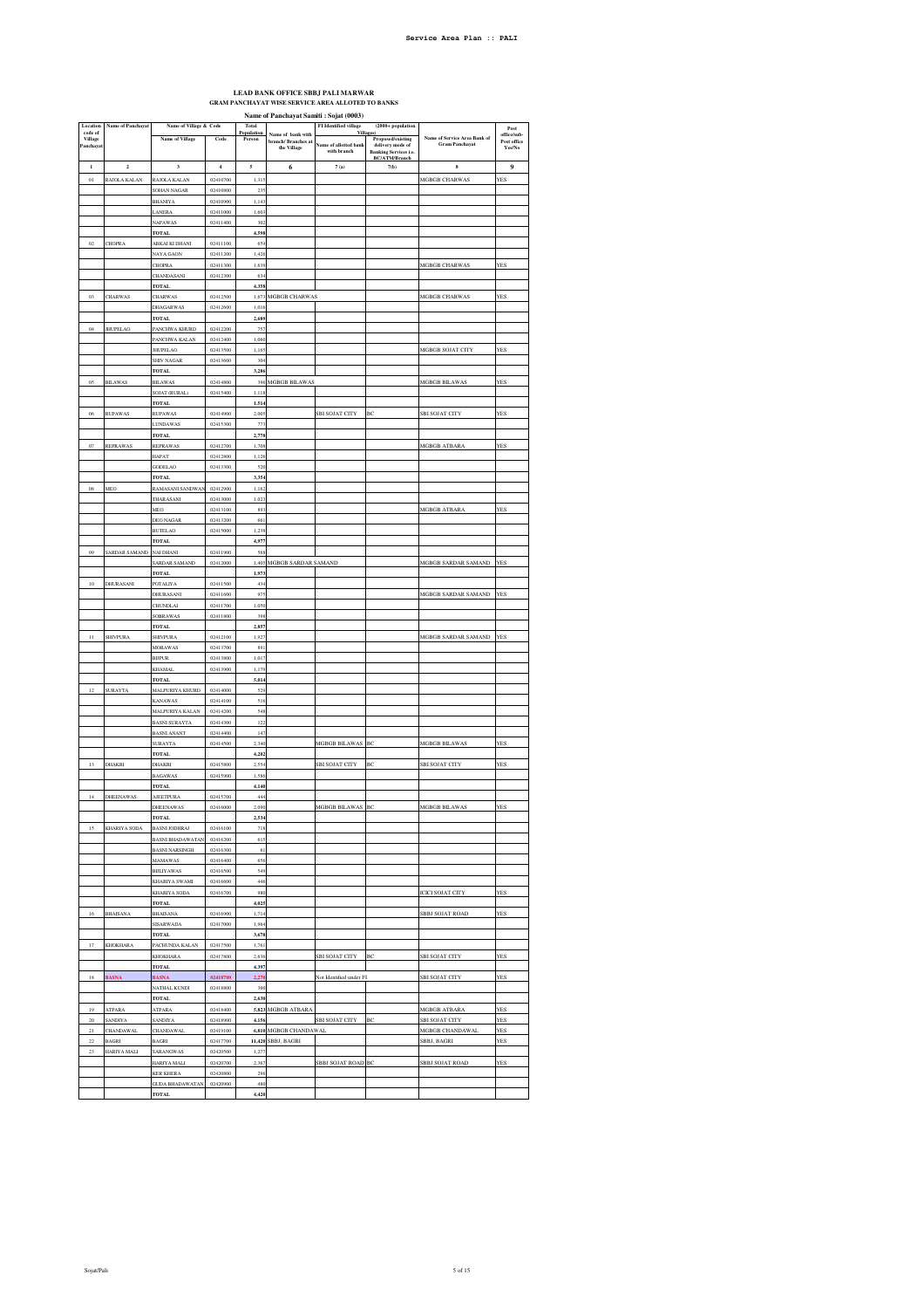# LEAD BANK OFFICE SBBJ PALI MARWAR

## GRAM PANCHAYAT WISE SERVICE AREA ALLOTED TO BANKS

### Name of Panchayat Samiti : Sojat (0003)

| Location code of Village Panchayat | Name of Panchayat | Name of Village & Code | | Total Population Person | Name of bank with branch/ Branches at the Village | FI Identified village (2000+ population Villages) | | Name of Service Area Bank of Gram Panchayat | Post office/sub-Post office Yes/No |
|---|---|---|---|---|---|---|---|---|---|
| | | Name of Village | Code | | | Name of allotted bank with branch | Proposed/existing delivery mode of Banking Services i.e. BC/ATM/Branch | | |
| 1 | 2 | 3 | 4 | 5 | 6 | 7(a) | 7(b) | 8 | 9 |
| 01 | RAJOLA KALAN | RAJOLA KALAN | 02410700 | 1,315 | | | | MGBGB CHARWAS | YES |
| | | SOHAN NAGAR | 02410800 | 235 | | | | | |
| | | BHANIYA | 02410900 | 1,143 | | | | | |
| | | LANERA | 02411000 | 1,603 | | | | | |
| | | NAPAWAS | 02411400 | 302 | | | | | |
| | | TOTAL | | 4,598 | | | | | |
| 02 | CHOPRA | ABKAI KI DHANI | 02411100 | 458 | | | | | |
| | | NAYA GAON | 02411200 | 1,428 | | | | | |
| | | CHOPRA | 02411300 | 1,839 | | | | MGBGB CHARWAS | YES |
| | | CHANDASANI | 02412300 | 634 | | | | | |
| | | TOTAL | | 4,358 | | | | | |
| 03 | CHARWAS | CHARWAS | 02412500 | 1,673 | MGBGB CHARWAS | | | MGBGB CHARWAS | YES |
| | | DHAGARWAS | 02412600 | 1,016 | | | | | |
| | | TOTAL | | 2,689 | | | | | |
| 04 | JHUPELAO | PANCHWA KHURD | 02412200 | 757 | | | | | |
| | | PANCHWA KALAN | 02412400 | 1,060 | | | | | |
| | | JHUPELAO | 02413500 | 1,165 | | | | MGBGB SOJAT CITY | YES |
| | | SHIV NAGAR | 02413600 | 304 | | | | | |
| | | TOTAL | | 3,286 | | | | | |
| 05 | BILAWAS | BILAWAS | 02414800 | 396 | MGBGB BILAWAS | | | MGBGB BILAWAS | YES |
| | | SOJAT (RURAL) | 02415400 | 1,118 | | | | | |
| | | TOTAL | | 1,514 | | | | | |
| 06 | RUPAWAS | RUPAWAS | 02414900 | 2,005 | | SBI SOJAT CITY | BC | SBI SOJAT CITY | YES |
| | | LUNDAWAS | 02415300 | 773 | | | | | |
| | | TOTAL | | 2,778 | | | | | |
| 07 | REPRAWAS | REPRAWAS | 02412700 | 1,708 | | | | MGBGB ATBARA | YES |
| | | HAPAT | 02412800 | 1,126 | | | | | |
| | | GODELAO | 02413300 | 520 | | | | | |
| | | TOTAL | | 3,354 | | | | | |
| 08 | MEO | RAMASANI SANDWAN | 02412900 | 1,162 | | | | | |
| | | THARASANI | 02413000 | 1,023 | | | | | |
| | | MEO | 02413100 | 893 | | | | MGBGB ATBARA | YES |
| | | DEO NAGAR | 02413200 | 661 | | | | | |
| | | BUTELAO | 02415000 | 1,238 | | | | | |
| | | TOTAL | | 4,977 | | | | | |
| 09 | SARDAR SAMAND | NAI DHANI | 02411900 | 568 | | | | | |
| | | SARDAR SAMAND | 02412000 | 1,405 | MGBGB SARDAR SAMAND | | | MGBGB SARDAR SAMAND | YES |
| | | TOTAL | | 1,973 | | | | | |
| 10 | DHURASANI | POTALIYA | 02411500 | 434 | | | | | |
| | | DHURASANI | 02411600 | 975 | | | | MGBGB SARDAR SAMAND | YES |
| | | CHUNDLAI | 02411700 | 1,050 | | | | | |
| | | SOBRAWAS | 02411800 | 398 | | | | | |
| | | TOTAL | | 2,857 | | | | | |
| 11 | SHIVPURA | SHIVPURA | 02412100 | 1,927 | | | | MGBGB SARDAR SAMAND | YES |
| | | MORAWAS | 02413700 | 891 | | | | | |
| | | BIJPUR | 02413800 | 1,017 | | | | | |
| | | KHAMAL | 02413900 | 1,179 | | | | | |
| | | TOTAL | | 5,014 | | | | | |
| 12 | SURAYTA | MALPURIYA KHURD | 02414000 | 529 | | | | | |
| | | KANAWAS | 02414100 | 518 | | | | | |
| | | MALPURIYA KALAN | 02414200 | 548 | | | | | |
| | | BASNI SURAYTA | 02414300 | 122 | | | | | |
| | | BASNI ANANT | 02414400 | 147 | | | | | |
| | | SURAYTA | 02414500 | 2,340 | | MGBGB BILAWAS | BC | MGBGB BILAWAS | YES |
| | | TOTAL | | 4,202 | | | | | |
| 13 | DHAKRI | DHAKRI | 02415800 | 2,554 | | SBI SOJAT CITY | BC | SBI SOJAT CITY | YES |
| | | BAGAWAS | 02415900 | 1,586 | | | | | |
| | | TOTAL | | 4,140 | | | | | |
| 14 | DHEENAWAS | AJEETPURA | 02415700 | 444 | | | | | |
| | | DHEENAWAS | 02416000 | 2,090 | | MGBGB BILAWAS | BC | MGBGB BILAWAS | YES |
| | | TOTAL | | 2,534 | | | | | |
| 15 | KHARIYA SODA | BASNI JODHRAJ | 02416100 | 718 | | | | | |
| | | BASNI BHADAWATAN | 02416200 | 615 | | | | | |
| | | BASNI NARSINGH | 02416300 | 81 | | | | | |
| | | MAMAWAS | 02416400 | 656 | | | | | |
| | | BIJLIYAWAS | 02416500 | 548 | | | | | |
| | | KHARIYA SWAMI | 02416600 | 446 | | | | | |
| | | KHARIYA SODA | 02416700 | 980 | | | | ICICI SOJAT CITY | YES |
| | | TOTAL | | 4,025 | | | | | |
| 16 | BHAISANA | BHAISANA | 02416900 | 1,714 | | | | SBBJ SOJAT ROAD | YES |
| | | SISARWADA | 02417000 | 1,964 | | | | | |
| | | TOTAL | | 3,678 | | | | | |
| 17 | KHOKHARA | PACHUNDA KALAN | 02417500 | 1,761 | | | | | |
| | | KHOKHARA | 02417800 | 2,636 | | SBI SOJAT CITY | BC | SBI SOJAT CITY | YES |
| | | TOTAL | | 4,397 | | | | | |
| 18 | BASNA | BASNA | 02418700 | 2,270 | | Not Identified under FI | | SBI SOJAT CITY | YES |
| | | NATHAL KUNDI | 02418800 | 360 | | | | | |
| | | TOTAL | | 2,630 | | | | | |
| 19 | ATPARA | ATPARA | 02418400 | 5,823 | MGBGB ATBARA | | | MGBGB ATBARA | YES |
| 20 | SANDIYA | SANDIYA | 02418900 | 4,156 | | SBI SOJAT CITY | BC | SBI SOJAT CITY | YES |
| 21 | CHANDAWAL | CHANDAWAL | 02419100 | 6,810 | MGBGB CHANDAWAL | | | MGBGB CHANDAWAL | YES |
| 22 | BAGRI | BAGRI | 02417700 | 11,420 | SBBJ, BAGRI | | | SBBJ, BAGRI | YES |
| 23 | HARIYA MALI | SARANGWAS | 02420500 | 1,277 | | | | | |
| | | HARIYA MALI | 02420700 | 2,367 | | SBBJ SOJAT ROAD | BC | SBBJ SOJAT ROAD | YES |
| | | KER KHERA | 02420800 | 296 | | | | | |
| | | GUDA BHADAWATAN | 02420900 | 480 | | | | | |
| | | TOTAL | | 4,420 | | | | | |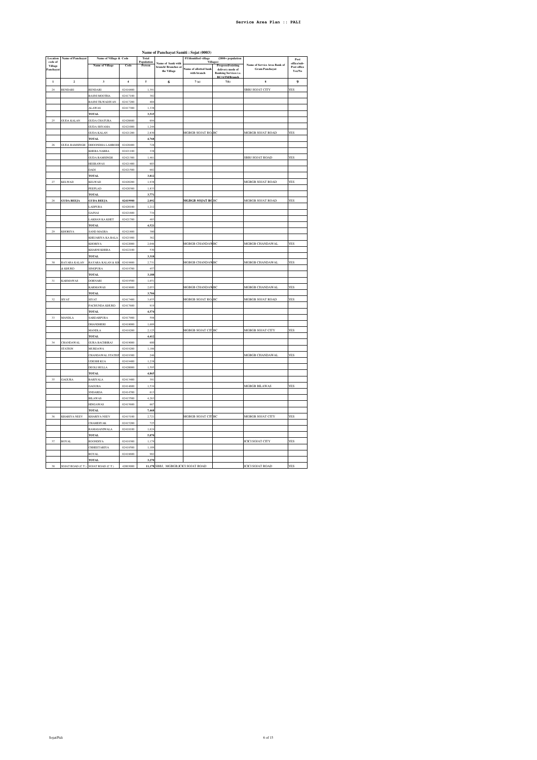# Name of Panchayat Samiti : Sojat (0003)

| Location code of Village Panchayat | Name of Panchayat | Name of Village & Code | | Total Population | Name of bank with branch/ Branches at the Village | FI Identified village (2000+ population Villages) | | Name of Service Area Bank of Gram Panchayat | Post office/sub-Post office Yes/No |
|---|---|---|---|---|---|---|---|---|---|
| | | Name of Village | Code | Person | | Name of allotted bank with branch | Proposed/existing delivery mode of Banking Services i.e. BC/ATM/Branch | | |
| 1 | 2 | 3 | 4 | 5 | 6 | 7(a) | 7(b) | 8 | 9 |
| 24 | RENDARI | RENDARI | 02416800 | 1,391 | | | | SBBJ SOJAT CITY | YES |
| | | BASNI MOOTHA | 02417100 | 382 | | | | | |
| | | BASNI TILWADIYAN | 02417200 | 404 | | | | | |
| | | ALAWAS | 02417300 | 1,338 | | | | | |
| | | TOTAL | | 3,515 | | | | | |
| 25 | GUDA KALAN | GUDA CHATURA | 02420600 | 694 | | | | | |
| | | GUDA SHYAMA | 02421000 | 1,244 | | | | | |
| | | GUDA KALAN | 02421200 | 2,830 | | MGBGB SOJAT ROA | BC | MGBGB SOJAT ROAD | YES |
| | | TOTAL | | 4,768 | | | | | |
| 26 | GUDA RAMSINGH | DHOONDHA LAMBODI | 02420400 | 728 | | | | | |
| | | KHERA NABRA | 02421100 | 338 | | | | | |
| | | GUDA RAMSINGH | 02421300 | 1,461 | | | | SBBJ SOJAT ROAD | YES |
| | | HEERAWAS | 02421400 | 603 | | | | | |
| | | DADI | 02421500 | 682 | | | | | |
| | | TOTAL | | 3,812 | | | | | |
| 27 | KELWAD | KELWAD | 02420200 | 1,938 | | | | MGBGB SOJAT ROAD | YES |
| | | PEEPLAD | 02420300 | 1,833 | | | | | |
| | | TOTAL | | 3,771 | | | | | |
| 28 | **GUDA BEEJA** | **GUDA BEEJA** | **02419900** | **2,092** | | **MGBGB SOJAT RO** | BC | MGBGB SOJAT ROAD | YES |
| | | LADPURA | 02420100 | 1,212 | | | | | |
| | | GAINAI | 02421600 | 734 | | | | | |
| | | LAKHAN KA KHET | 02421700 | 483 | | | | | |
| | | TOTAL | | 4,521 | | | | | |
| 29 | KHORIYA | SAND MAGRA | 02421800 | 380 | | | | | |
| | | KHEJARIYA KA BALA | 02421900 | 362 | | | | | |
| | | KHORIYA | 02422000 | 2,046 | | MGBGB CHANDAW | BC | MGBGB CHANDAWAL | YES |
| | | KHARNI KHERA | 02422100 | 530 | | | | | |
| | | TOTAL | | 3,318 | | | | | |
| 30 | RAYARA KALAN & KHURD | RAYARA KALAN & KH | 02419800 | 2,731 | | MGBGB CHANDAW | BC | MGBGB CHANDAWAL | YES |
| | | SINGPURA | 02419700 | 457 | | | | | |
| | | TOTAL | | 3,188 | | | | | |
| 31 | KARMAWAS | DORNARI | 02419500 | 1,651 | | | | | |
| | | KARMAWAS | 02419600 | 2,053 | | MGBGB CHANDAW | BC | MGBGB CHANDAWAL | YES |
| | | TOTAL | | 3,704 | | | | | |
| 32 | SIYAT | SIYAT | 02417400 | 3,655 | | MGBGB SOJAT ROA | BC | MGBGB SOJAT ROAD | YES |
| | | PACHUNDA KHURD | 02417600 | 919 | | | | | |
| | | TOTAL | | 4,574 | | | | | |
| 33 | MANDLA | SARDARPURA | 02417900 | 598 | | | | | |
| | | DHANDHERI | 02418000 | 1,689 | | | | | |
| | | MANDLA | 02418200 | 2,125 | | MGBGB SOJAT CIT | BC | MGBGB SOJAT CITY | YES |
| | | TOTAL | | 4,412 | | | | | |
| 34 | CHANDAWAL STATION | GURA BACHHRAJ | 02419000 | 600 | | | | | |
| | | MURDAWA | 02419200 | 1,186 | | | | | |
| | | CHANDAWAL STATION | 02419300 | 246 | | | | MGBGB CHANDAWAL | YES |
| | | UDESHI KUA | 02419400 | 1,238 | | | | | |
| | | DEOLI HULLA | 02420000 | 1,595 | | | | | |
| | | TOTAL | | 4,865 | | | | | |
| 35 | GAGURA | BARIYALA | 02413400 | 391 | | | | | |
| | | GAGURA | 02414600 | 1,534 | | | | MGBGB BILAWAS | YES |
| | | SNDARDA | 02414700 | 813 | | | | | |
| | | BILAWAS | 02415500 | 4,263 | | | | | |
| | | HINGAWAS | 02415600 | 467 | | | | | |
| | | TOTAL | | 7,468 | | | | | |
| 36 | KHARIYA NEEV | KHARIYA NEEV | 02415100 | 2,721 | | MGBGB SOJAT CIT | BC | MGBGB SOJAT CITY | YES |
| | | CHAMDIYAK | 02415200 | 725 | | | | | |
| | | RAMASANIWALA | 02418100 | 1,624 | | | | | |
| | | TOTAL | | 5,070 | | | | | |
| 37 | BOYAL | ROONDIYA | 02418300 | 1,179 | | | | ICICI SOJAT CITY | YES |
| | | CHHEETARIYA | 02418500 | 1,109 | | | | | |
| | | BOYAL | 02418600 | 982 | | | | | |
| | | TOTAL | | 3,270 | | | | | |
| 38 | SOJAT ROAD (C.T.) | SOJAT ROAD (C.T.) | 42003000 | 11,178 | SBBJ, MGBGB,ICICI SOJAT ROAD | | | ICICI SOJAT ROAD | YES |

Sojat/Pali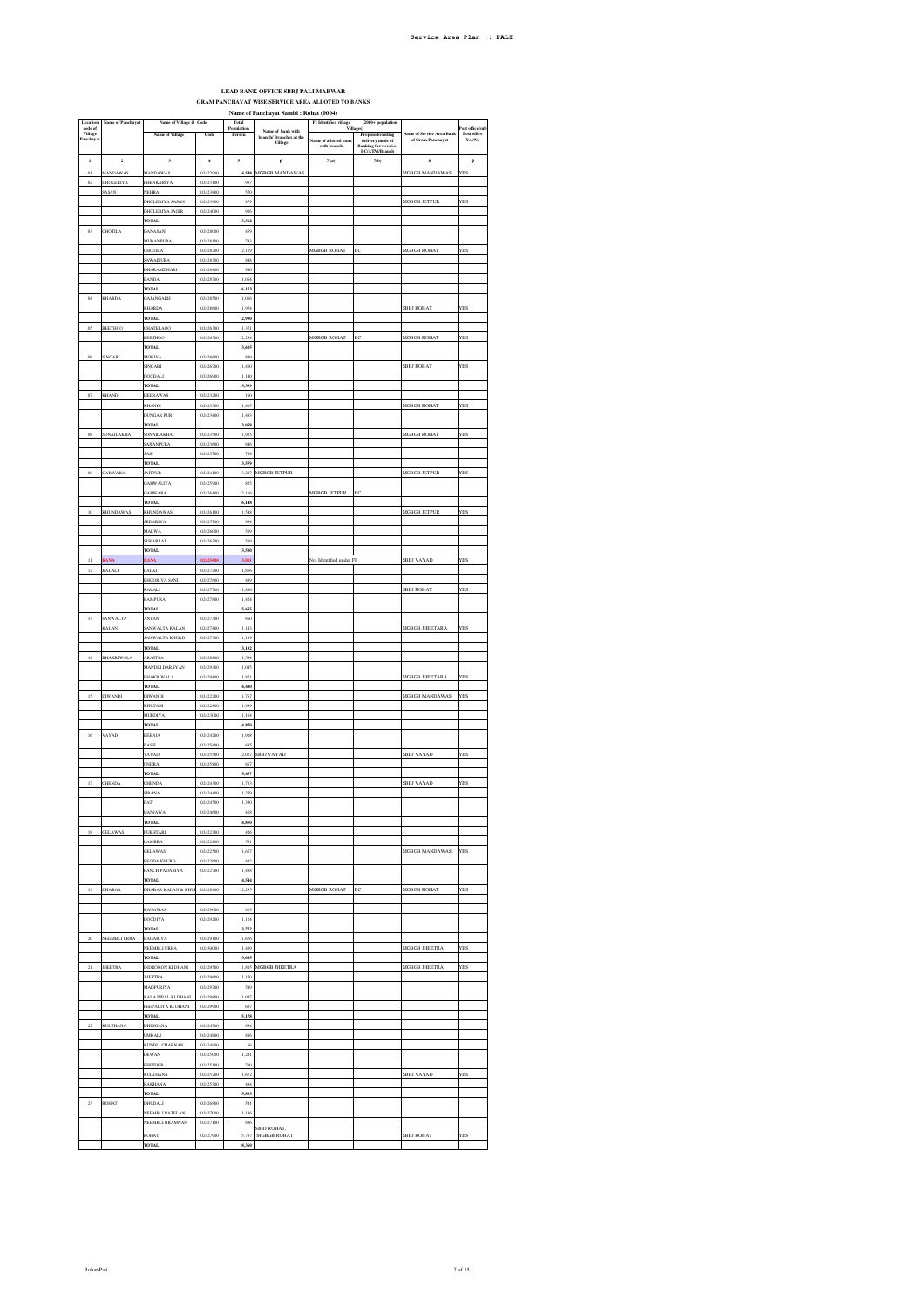# LEAD BANK OFFICE SBBJ PALI MARWAR

## GRAM PANCHAYAT WISE SERVICE AREA ALLOTED TO BANKS

### Name of Panchayat Samiti : Rohat (0004)

| Location code of Village Panchayat | Name of Panchayat | Name of Village & Code | | Total Population Person | Name of bank with branch/ Branches at the Village | FI Identified village (2000+ population Villages) | | Name of Service Area Bank of Gram Panchayat | Post office/sub-Post office Yes/No |
|---|---|---|---|---|---|---|---|---|---|
| | | Name of Village | Code | | | Name of allotted bank with branch | Proposed/existing delivery mode of Banking Services i.e. BC/ATM/Branch | | |
| 1 | 2 | 3 | 4 | 5 | 6 | 7 (a) | 7(b) | 8 | 9 |
| 01 | MANDAWAS | MANDAWAS | 02422900 | 4,538 | MGBGB MANDAWAS | | | MGBGB MANDAWAS | YES |
| 02 | DHOLERIYA | JHENKARIYA | 02433100 | 937 | | | | | |
| | SASAN | NEHRA | 02433800 | 570 | | | | | |
| | | DHOLERIYA SASAN | 02433900 | 879 | | | | MGBGB JETPUR | YES |
| | | DHOLERIYA JAGIR | 02434000 | 926 | | | | | |
| | | TOTAL | | 3,312 | | | | | |
| 03 | CHOTILA | DANASANI | 02428000 | 859 | | | | | |
| | | MUKANPURA | 02428100 | 783 | | | | | |
| | | CHOTILA | 02428200 | 2,139 | | MGBGB ROHAT | BC | MGBGB ROHAT | YES |
| | | SAWAIPURA | 02428300 | 848 | | | | | |
| | | DHARAMDHARI | 02428400 | 980 | | | | | |
| | | BANDAI | 02428700 | 1,064 | | | | | |
| | | TOTAL | | 6,173 | | | | | |
| 04 | KHARDA | GAJANGARH | 02428500 | 1,016 | | | | | |
| | | KHARDA | 02428600 | 1,974 | | | | SBBJ ROHAT | YES |
| | | TOTAL | | 2,990 | | | | | |
| 05 | BEETHOO | CHATELAOO | 02426300 | 1,371 | | | | | |
| | | BEETHOO | 02426500 | 2,234 | | MGBGB ROHAT | BC | MGBGB ROHAT | YES |
| | | TOTAL | | 3,605 | | | | | |
| 06 | SINGARI | MORIYA | 02426600 | 809 | | | | | |
| | | SINGARI | 02426700 | 1,410 | | | | SBBJ ROHAT | YES |
| | | GOODALI | 02426900 | 1,140 | | | | | |
| | | TOTAL | | 3,359 | | | | | |
| 07 | KHANDI | HEERAWAS | 02423200 | 180 | | | | | |
| | | KHANDI | 02423300 | 1,485 | | | | MGBGB ROHAT | YES |
| | | DUNGAR PUR | 02423400 | 1,493 | | | | | |
| | | TOTAL | | 3,058 | | | | | |
| 08 | SONAILAKHA | SONAILAKHA | 02423500 | 1,925 | | | | MGBGB ROHAT | YES |
| | | SAJJANPURA | 02423600 | 846 | | | | | |
| | | SAJI | 02423700 | 788 | | | | | |
| | | TOTAL | | 3,559 | | | | | |
| 09 | GARWARA | JAITPUR | 02424100 | 3,287 | MGBGB JETPUR | | | MGBGB JETPUR | YES |
| | | GARWALIYA | 02425900 | 825 | | | | | |
| | | GARWARA | 02426400 | 2,036 | | MGBGB JETPUR | BC | | |
| | | TOTAL | | 6,148 | | | | | |
| 10 | KHUNDAWAS | KHUNDAWAS | 02426100 | 1,548 | | | | MGBGB JETPUR | YES |
| | | SEDARIYA | 02425700 | 934 | | | | | |
| | | MALWA | 02426000 | 589 | | | | | |
| | | SUKARLAI | 02426200 | 589 | | | | | |
| | | TOTAL | | 3,560 | | | | | |
| 11 | RANA | RANA | 02425400 | 3,081 | | Not Identified under FI | | SBBJ VAYAD | YES |
| 12 | KALALI | LALKI | 02427200 | 1,856 | | | | | |
| | | BHOORIYA SANI | 02427600 | 499 | | | | | |
| | | KALALI | 02427700 | 1,886 | | | | SBBJ ROHAT | YES |
| | | RAMPURA | 02427800 | 1,424 | | | | | |
| | | TOTAL | | 5,655 | | | | | |
| 13 | SANWALTA | ANTAN | 02427300 | 860 | | | | | |
| | KALAN | SANWALTA KALAN | 02427400 | 1,143 | | | | MGBGB JHEETARA | YES |
| | | SANWALTA KHURD | 02427500 | 1,189 | | | | | |
| | | TOTAL | | 3,192 | | | | | |
| 14 | BHAKRIWALA | ARATIYA | 02428900 | 1,564 | | | | | |
| | | MANDLI DARBYAN | 02429300 | 1,045 | | | | | |
| | | BHAKRIWALA | 02429400 | 1,871 | | | | MGBGB JHEETARA | YES |
| | | TOTAL | | 4,480 | | | | | |
| 15 | DIWANDI | DIWANDI | 02422300 | 1,767 | | | | MGBGB MANDAWAS | YES |
| | | KHUTANI | 02422900 | 1,999 | | | | | |
| | | MURDIYA | 02423000 | 1,104 | | | | | |
| | | TOTAL | | 4,870 | | | | | |
| 16 | VAYAD | BEENJA | 02424200 | 1,988 | | | | | |
| | | BASSI | 02425400 | 635 | | | | | |
| | | VAYAD | 02425500 | 2,027 | SBBJ VAYAD | | | SBBJ VAYAD | YES |
| | | UNDRA | 02425800 | 867 | | | | | |
| | | TOTAL | | 5,437 | | | | | |
| 17 | CHENDA | CHENDA | 02424300 | 1,783 | | | | SBBJ VAYAD | YES |
| | | SIRANA | 02424400 | 1,270 | | | | | |
| | | PATI | 02424500 | 1,300 | | | | | |
| | | HANIAWA | 02424600 | 458 | | | | | |
| | | TOTAL | | 4,850 | | | | | |
| 18 | GELAWAS | PUKHTARI | 02422300 | 426 | | | | | |
| | | LAMBIYA | 02422400 | 531 | | | | | |
| | | GELAWAS | 02422500 | 1,657 | | | | MGBGB MANDAWAS | YES |
| | | BILODA KHURD | 02422600 | 882 | | | | | |
| | | PANCH PADARIYA | 02422700 | 1,088 | | | | | |
| | | TOTAL | | 4,544 | | | | | |
| 19 | DHABAR | DHABAR KALAN & KHURD | 02428900 | 2,235 | | MGBGB ROHAT | BC | MGBGB ROHAT | YES |
| | | RANAWAS | 02429000 | 423 | | | | | |
| | | DOODIYA | 02429200 | 1,114 | | | | | |
| | | TOTAL | | 3,772 | | | | | |
| 20 | NEEMBLI URRA | JAGARIYA | 02429100 | 1,676 | | | | | |
| | | NEEMBLI URRA | 02430000 | 1,409 | | | | MGBGB JHEETRA | YES |
| | | TOTAL | | 3,085 | | | | | |
| 21 | JHEETRA | INDROKON KI DHANI | 02429500 | 1,885 | MGBGB JHEETRA | | | MGBGB JHEETRA | YES |
| | | JHEETRA | 02429600 | 1,170 | | | | | |
| | | MADPURIYA | 02429700 | 549 | | | | | |
| | | KALA PIPAL KI DHANI | 02429800 | 1,047 | | | | | |
| | | PEEPALIYA KI DHANI | 02429900 | 687 | | | | | |
| | | TOTAL | | 5,178 | | | | | |
| 22 | KULTHANA | DHINGANA | 02424700 | 834 | | | | | |
| | | UMKALI | 02424800 | 886 | | | | | |
| | | KUNDLI CHARNAN | 02424900 | 66 | | | | | |
| | | DEWAN | 02425000 | 1,241 | | | | | |
| | | BHENDER | 02425100 | 780 | | | | | |
| | | KULTHANA | 02425200 | 1,672 | | | | SBBJ VAYAD | YES |
| | | RAKHANA | 02425300 | 494 | | | | | |
| | | TOTAL | | 5,893 | | | | | |
| 23 | ROHAT | DHUDALI | 02426800 | 541 | | | | | |
| | | NEEMBLI PATELAN | 02427000 | 1,136 | | | | | |
| | | NEEMBLI BRAMINAN | 02427100 | 896 | | | | | |
| | | ROHAT | 02427900 | 5,787 | SBBJ ROHAT, MGBGB ROHAT | | | SBBJ ROHAT | YES |
| | | TOTAL | | 8,360 | | | | | |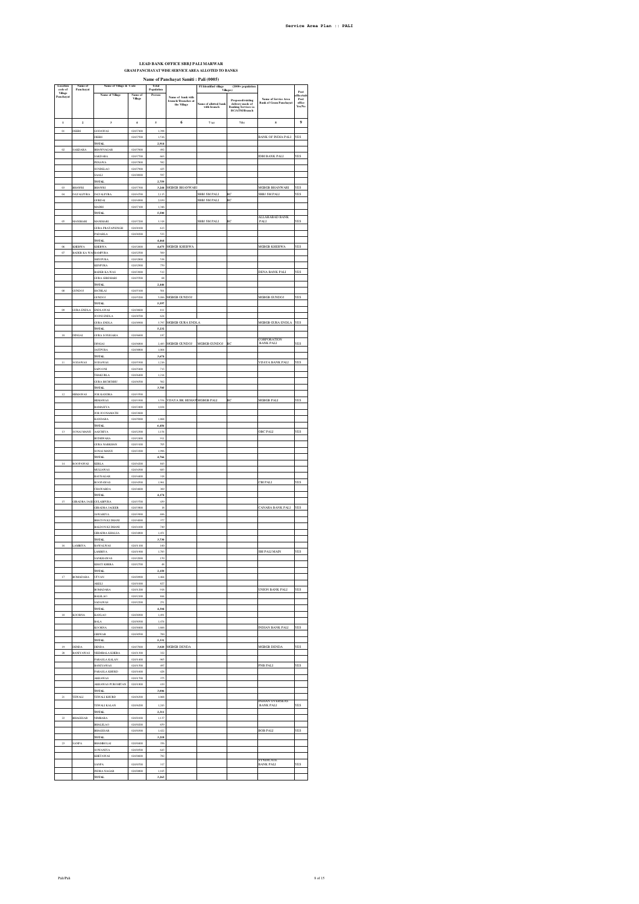**LEAD BANK OFFICE SBBJ PALI MARWAR**

**GRAM PANCHAYAT WISE SERVICE AREA ALLOTED TO BANKS**

**Name of Panchayat Samiti : Pali (0005)**

| Location code of Village Panchayat | Name of Panchayat | Name of Village & Code | | Total Population | | FI Identified village (2000+ population Villages) | | | Post office/sub Post office Yes/No |
|---|---|---|---|---|---|---|---|---|---|
| | | Name of Village | Name of Village | Person | Name of bank with branch/ Branches of the Village | Name of allotted bank with branch | Proposed/existing delivery mode of Banking Services i.e. BC/ATM/Branch | Name of Service Area Bank of Gram Panchayat | |
| 1 | 2 | 3 | 4 | 5 | 6 | 7 (a) | 7(b) | 8 | 9 |
| 01 | DEBRI | GODAWAS | 02457400 | 1,398 | | | | | |
| | | DEBRI | 02457500 | 1,516 | | | | BANK OF INDIA PALI | YES |
| | | TOTAL | | 2,914 | | | | | |
| 02 | SAKDARA | BHAWNAGAR | 02457600 | 492 | | | | | |
| | | SAKDARA | 02457700 | 663 | | | | IDBI BANK PALI | YES |
| | | PENAWA | 02457800 | 582 | | | | | |
| | | SUNDELAO | 02457900 | 425 | | | | | |
| | | SAALI | 02458000 | 597 | | | | | |
| | | TOTAL | | 2,759 | | | | | |
| 03 | BHAWRI | BHAWRI | 02457300 | 3,244 | MGBGB BHANWARI | | | MGBGB BHANWARI | YES |
| 04 | DAYALPURA | DAYALPURA | 02434700 | 2,137 | | SBBJ SM PALI | BC | SBBJ SM PALI | YES |
| | | GURDAI | 02434800 | 2,039 | | SBBJ SM PALI | BC | | |
| | | MADRI | 02437100 | 1,380 | | | | | |
| | | TOTAL | | 5,506 | | | | | |
| 05 | MANIHARI | MANIHARI | 02437200 | 3,318 | | SBBJ SM PALI | BC | ALLAHABAD BANK PALI | YES |
| | | GURA PRATAPSINGH | 02438100 | 613 | | | | | |
| | | PADARLA | 02438200 | 533 | | | | | |
| | | TOTAL | | 4,464 | | | | | |
| 06 | KHERWA | KHERWA | 02432800 | 4,675 | MGBGB KHERWA | | | MGBGB KHERWA | YES |
| 07 | BADER KA WAS | RAMPURA | 02432500 | 589 | | | | | |
| | | SHIVPURA | 02432800 | 538 | | | | | |
| | | KENPURA | 02432900 | 759 | | | | | |
| | | BADER KA WAS | 02438000 | 512 | | | | DENA BANK PALI | YES |
| | | GURA GIRDHARI | 02435500 | 48 | | | | | |
| | | TOTAL | | 2,446 | | | | | |
| 08 | GUNDOJ | SATHLAI | 02435100 | 501 | | | | | |
| | | GUNDOJ | 02435200 | 5,096 | MGBGB GUNDOJ | | | MGBGB GUNDOJ | YES |
| | | TOTAL | | 5,597 | | | | | |
| 09 | GURA ENDLA | ENDLAWAS | 02438600 | 811 | | | | | |
| | | JUONI ENDLA | 02438700 | 624 | | | | | |
| | | GURA ENDLA | 02438800 | 3,797 | MGBGB GURA ENDLA | | | MGBGB GURA ENDLA | YES |
| | | TOTAL | | 5,232 | | | | | |
| 10 | DINGAI | GURA SONIGARA | 02436600 | 187 | | | | | |
| | | DINGAI | 02436800 | 2,483 | MGBGB GUNDOJ | MGBGB GUNDOJ | BC | CORPORATION BANK PALI | YES |
| | | JAITPURA | 02438800 | 1,004 | | | | | |
| | | TOTAL | | 3,674 | | | | | |
| 11 | SODAWAS | SODAWAS | 02435300 | 1,216 | | | | VIJAYA BANK PALI | YES |
| | | SAPOONI | 02435400 | 713 | | | | | |
| | | THAKURLA | 02436400 | 1,218 | | | | | |
| | | GURA BICHCHHU | 02436500 | 562 | | | | | |
| | | TOTAL | | 3,709 | | | | | |
| 12 | HEMAWAS | JOR KANDRA | 02433500 | | | | | | |
| | | HEMAWAS | 02433300 | 3,558 | VIJAYA BK HEMAWAS | MGBGB PALI | BC | MGBGB PALI | YES |
| | | RAMASIYA | 02433400 | 1,030 | | | | | |
| | | JOR JOONNAMATH | 02433600 | | | | | | |
| | | KANDARA | 02435000 | 1,888 | | | | | |
| | | TOTAL | | 6,456 | | | | | |
| 13 | SUNAI MANJI | SAKDRIYA | 02432300 | 1,134 | | | | OBC PALI | YES |
| | | BUDHWARA | 02432400 | 911 | | | | | |
| | | GURA NARKHAN | 02433100 | 785 | | | | | |
| | | SUNAI MANJI | 02433200 | 1,990 | | | | | |
| | | TOTAL | | 4,766 | | | | | |
| 14 | ROOPAWAS | KERLA | 02434200 | 803 | | | | | |
| | | MULIAWAS | 02434300 | 883 | | | | | |
| | | RATNAGAR | 02434400 | 318 | | | | | |
| | | ROOPAWAS | 02434500 | 1,961 | | | | CBI PALI | YES |
| | | CHAWARDA | 02434600 | 409 | | | | | |
| | | TOTAL | | 4,374 | | | | | |
| 15 | GIRADRA JAGIR | GULABPURA | 02433700 | 439 | | | | | |
| | | GIRADRA JAGEER | 02433800 | 18 | | | | CANARA BANK PALI | YES |
| | | JANDARIYA | 02433900 | 656 | | | | | |
| | | BHATON KI DHANI | 02434000 | 377 | | | | | |
| | | BALDON KI DHANI | 02434100 | 789 | | | | | |
| | | GIRADRA KHALSA | 02434900 | 1,451 | | | | | |
| | | TOTAL | | 3,730 | | | | | |
| 16 | LAMBIYA | RAWALWAS | 02431100 | 180 | | | | | |
| | | LAMBIYA | 02431900 | 1,783 | | | | SBI PALI MAIN | YES |
| | | SANKRAWAS | 02432000 | 159 | | | | | |
| | | KHATI KHERA | 02432700 | 48 | | | | | |
| | | TOTAL | | 2,150 | | | | | |
| 17 | BOMADARA | UTVAN | 02430900 | 1,484 | | | | | |
| | | AKELI | 02431000 | 827 | | | | | |
| | | BOMADARA | 02431200 | 918 | | | | UNION BANK PALI | YES |
| | | BALELAO | 02432100 | 804 | | | | | |
| | | SADAWAS | 02432200 | 271 | | | | | |
| | | TOTAL | | 4,304 | | | | | |
| 18 | KOORNA | KANLAO | 02430600 | 1,091 | | | | | |
| | | BALA | 02430300 | 1,074 | | | | | |
| | | KOORNA | 02430400 | 1,666 | | | | INDIAN BANK PALI | YES |
| | | GIRWAR | 02430500 | 700 | | | | | |
| | | TOTAL | | 5,331 | | | | | |
| 19 | DENDA | DENDA | 02437000 | 3,020 | MGBGB DENDA | | | MGBGB DENDA | YES |
| 20 | BANIYAWAS | NEEMBALA KHERA | 02431300 | 322 | | | | | |
| | | PARASLA KALAN | 02431400 | 965 | | | | | |
| | | BANIYAWAS | 02431500 | 497 | | | | PNB PALI | YES |
| | | PARASLA KHURD | 02431600 | 328 | | | | | |
| | | AKRAWAS | 02431700 | 375 | | | | | |
| | | AKRAWAS PUROHITAN | 02431800 | 339 | | | | | |
| | | TOTAL | | 3,096 | | | | | |
| 21 | TEWALI | TEWALI KHURD | 02436300 | 1,068 | | | | | |
| | | TEWALI KALAN | 02436200 | 1,243 | | | | INDIAN OVERSEAS BANK PALI | YES |
| | | TOTAL | | 2,311 | | | | | |
| 22 | BHAGESAR | NIMBARA | 02430100 | 1,137 | | | | | |
| | | BISALIJAO | 02430200 | 659 | | | | | |
| | | BHAGESAR | 02430300 | 1,422 | | | | BOB PALI | YES |
| | | TOTAL | | 3,218 | | | | | |
| 23 | SANPA | BHAMBOLAI | 02430400 | 356 | | | | | |
| | | SUWANIYA | 02430500 | 843 | | | | | |
| | | KHETAWAS | 02430600 | 782 | | | | | |
| | | SANPA | 02430700 | 117 | | | | SYNDICATE BANK PALI | YES |
| | | INDRA NAGAR | 02430800 | 1,165 | | | | | |
| | | TOTAL | | 3,263 | | | | | |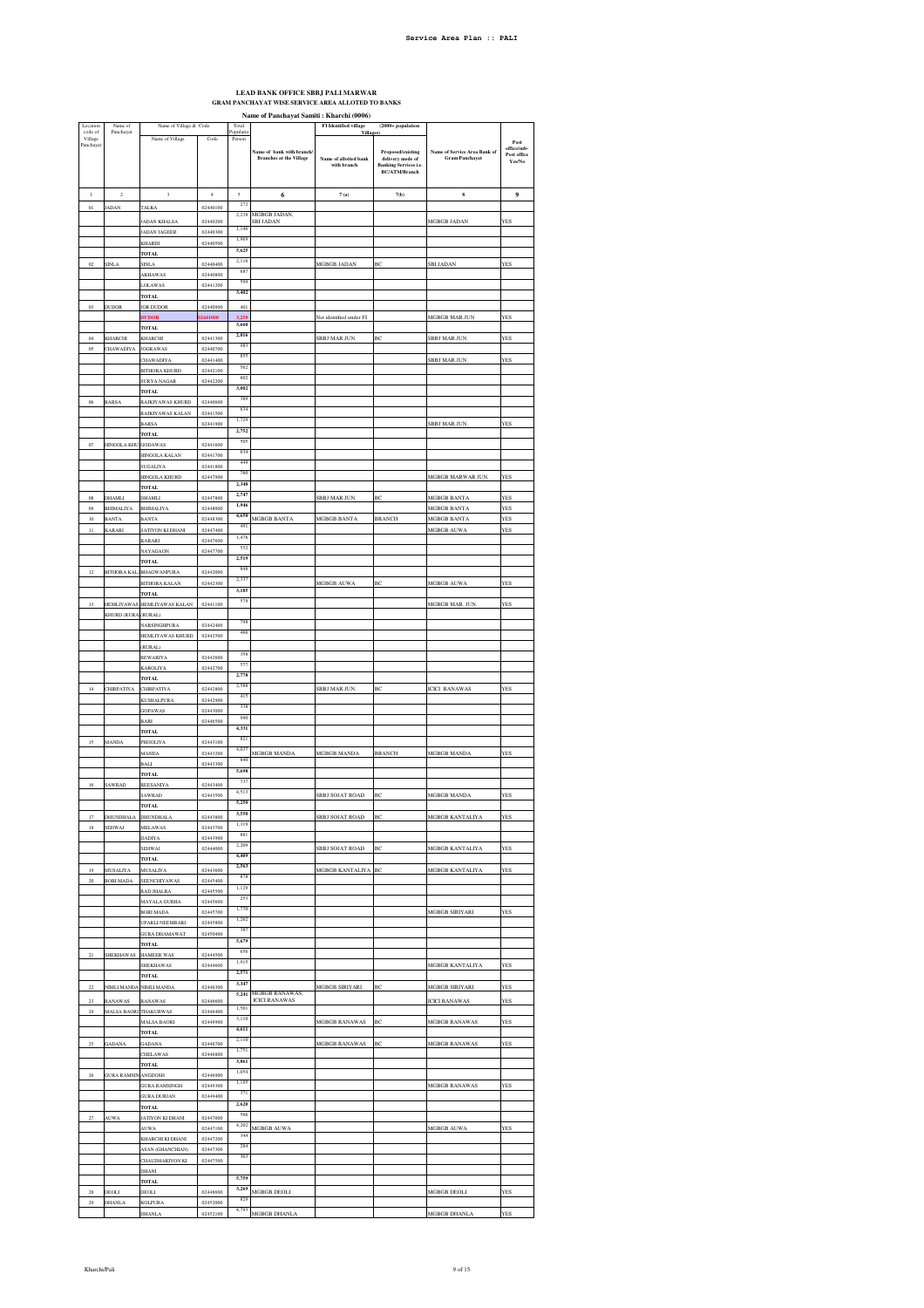# LEAD BANK OFFICE SBBJ PALI MARWAR

## GRAM PANCHAYAT WISE SERVICE AREA ALLOTED TO BANKS

### Name of Panchayat Samiti : Kharchi (0006)

| Location code of Village Panchayat | Name of Panchayat | Name of Village & Code | | Total Population | | FI Identified village (2000+ population Villages) | | | |
|---|---|---|---|---|---|---|---|---|---|
| | | Name of Village | Code | Person | Name of bank with branch/ Branches at the Village | Name of allotted bank with branch | Proposed/existing delivery mode of Banking Services i.e. BC/ATM/Branch | Name of Service Area Bank of Gram Panchayat | Post office/sub-Post office Yes/No |
| 1 | 2 | 3 | 4 | 5 | 6 | 7(a) | 7(b) | 8 | 9 |
| 01 | JADAN | TALKA | 02440100 | 272 | | | | | |
| | | JADAN KHALSA | 02440200 | 2,238 | MGBGB JADAN, SBI JADAN | | | MGBGB JADAN | YES |
| | | JADAN JAGEER | 02440300 | 1,146 | | | | | |
| | | KHARDI | 02440500 | 1,969 | | | | | |
| | | TOTAL | | 5,625 | | | | | |
| 02 | SINLA | SINLA | 02440400 | 2,116 | | MGBGB JADAN | BC | SBI JADAN | YES |
| | | AKHAWAS | 02440800 | 687 | | | | | |
| | | LOLAWAS | 02441200 | 599 | | | | | |
| | | TOTAL | | 3,402 | | | | | |
| 03 | DUDOR | JOR DUDOR | 02440900 | 401 | | | | | |
| | | DUDOR | 02441000 | 3,259 | | Not identified under FI | | MGBGB MAR.JUN | YES |
| | | TOTAL | | 3,660 | | | | | |
| 04 | KHARCHI | KHARCHI | 02441300 | 2,816 | | SBBJ MAR.JUN. | BC | SBBJ MAR.JUN. | YES |
| 05 | CHAWADIYA | JOGRAWAS | 02440700 | 883 | | | | | |
| | | CHAWADIYA | 02441400 | 855 | | | | SBBJ MAR.JUN. | YES |
| | | BITHORA KHURD | 02442100 | 562 | | | | | |
| | | SURYA NAGAR | 02442200 | 602 | | | | | |
| | | TOTAL | | 3,002 | | | | | |
| 06 | BARSA | RAIKIYAWAS KHURD | 02440600 | 389 | | | | | |
| | | RAIKIYAWAS KALAN | 02441500 | 634 | | | | | |
| | | BARSA | 02441900 | 1,729 | | | | SBBJ MAR.JUN. | YES |
| | | TOTAL | | 2,752 | | | | | |
| 07 | HINGOLA KHURD | GODAWAS | 02441600 | 505 | | | | | |
| | | HINGOLA KALAN | 02441700 | 634 | | | | | |
| | | SUGALIYA | 02441800 | 449 | | | | | |
| | | HINGOLA KHURD | 02447900 | 760 | | | | MGBGB MARWAR JUN. | YES |
| | | TOTAL | | 2,348 | | | | | |
| 08 | DHAMLI | DHAMLI | 02447800 | 2,747 | | SBBJ MAR.JUN. | BC | MGBGB BANTA | YES |
| 09 | BHIMALIYA | BHIMALIYA | 02448000 | 1,946 | | | | MGBGB BANTA | YES |
| 10 | BANTA | BANTA | 02448300 | 4,658 | MGBGB BANTA | MGBGB BANTA | BRANCH | MGBGB BANTA | YES |
| 11 | KARARI | SATIYON KI DHANI | 02447400 | 491 | | | | MGBGB AUWA | YES |
| | | KARARI | 02447600 | 1,476 | | | | | |
| | | NAYAGAON | 02447700 | 552 | | | | | |
| | | TOTAL | | 2,519 | | | | | |
| 12 | BITHORA KALAN | BHAGWANPURA | 02442000 | 848 | | | | | |
| | | BITHORA KALAN | 02442300 | 2,337 | | MGBGB AUWA | BC | MGBGB AUWA | YES |
| | | TOTAL | | 3,185 | | | | | |
| 13 | HEMLIYAWAS KHURD (RURAL) | HEMLIYAWAS KALAN (RURAL) | 02441100 | 579 | | | | MGBGB MAR. JUN. | YES |
| | | NARSINGHPURA | 02442400 | 798 | | | | | |
| | | HEMLIYAWAS KHURD (RURAL) | 02442500 | 468 | | | | | |
| | | REWARIYA | 02442600 | 358 | | | | | |
| | | KARGLIYA | 02442700 | 577 | | | | | |
| | | TOTAL | | 2,778 | | | | | |
| 14 | CHIRPATIYA | CHIRPATIYA | 02442800 | 2,588 | | SBBJ MAR.JUN. | BC | ICICI RANAWAS | YES |
| | | KUSHALPURA | 02442900 | 415 | | | | | |
| | | GOPAWAS | 02443000 | 338 | | | | | |
| | | BARI | 02446500 | 990 | | | | | |
| | | TOTAL | | 4,331 | | | | | |
| 15 | MANDA | PHOOLIYA | 02443100 | 821 | | | | | |
| | | MANDA | 02443200 | 4,037 | MGBGB MANDA | MGBGB MANDA | BRANCH | MGBGB MANDA | YES |
| | | BALI | 02443300 | 840 | | | | | |
| | | TOTAL | | 5,698 | | | | | |
| 16 | SAWRAD | REESANIYA | 02443400 | 737 | | | | | |
| | | SAWRAD | 02443500 | 4,513 | | SBBJ SOJAT ROAD | BC | MGBGB MANDA | YES |
| | | TOTAL | | 5,250 | | | | | |
| 17 | DHUNDHALA | DHUNDHALA | 02443600 | 3,550 | | SBBJ SOJAT ROAD | BC | MGBGB KANTALIYA | YES |
| 18 | SIDIWAI | MELAWAS | 02443700 | 1,319 | | | | | |
| | | DADIYA | 02443900 | 881 | | | | | |
| | | SIDIWAI | 02444000 | 2,209 | | SBBJ SOJAT ROAD | BC | MGBGB KANTALIYA | YES |
| | | TOTAL | | 4,409 | | | | | |
| 19 | MUSALIYA | MUSALIYA | 02443800 | 2,563 | | MGBGB KANTALIYA | BC | MGBGB KANTALIYA | YES |
| 20 | BORI MADA | SEENCHIYAWAS | 02445400 | 878 | | | | | |
| | | RAD BHALRA | 02445500 | 1,129 | | | | | |
| | | MAYALA GURHA | 02445600 | 253 | | | | | |
| | | BORI MADA | 02445700 | 1,770 | | | | MGBGB SIRIYARI | YES |
| | | UPARLI NEEMBARI | 02445800 | 1,262 | | | | | |
| | | GURA DHAMAWAT | 02450400 | 387 | | | | | |
| | | TOTAL | | 5,679 | | | | | |
| 21 | SHEKHAWAS | HAMEER WAS | 02444500 | 656 | | | | | |
| | | SHEKHAWAS | 02444600 | 1,915 | | | | MGBGB KANTALIYA | YES |
| | | TOTAL | | 2,571 | | | | | |
| 22 | NIMLI MANDA | NIMLI MANDA | 02446300 | 3,347 | | MGBGB SIRIYARI | BC | MGBGB SIRIYARI | YES |
| 23 | RANAWAS | RANAWAS | 02446600 | 5,241 | MGBGB RANAWAS, ICICI RANAWAS | | | ICICI RANAWAS | YES |
| 24 | MALSA BAORI | THAKURWAS | 02446400 | 1,501 | | | | | |
| | | MALSA BAORI | 02449900 | 3,110 | | MGBGB RANAWAS | BC | MGBGB RANAWAS | YES |
| | | TOTAL | | 4,611 | | | | | |
| 25 | GADANA | GADANA | 02446700 | 2,110 | | MGBGB RANAWAS | BC | MGBGB RANAWAS | YES |
| | | CHELAWAS | 02446800 | 1,751 | | | | | |
| | | TOTAL | | 3,861 | | | | | |
| 26 | GURA RAMSINGH | ANGDOSH | 02446900 | 1,054 | | | | | |
| | | GURA RAMSINGH | 02449300 | 1,195 | | | | MGBGB RANAWAS | YES |
| | | GURA DURJAN | 02449400 | 371 | | | | | |
| | | TOTAL | | 2,620 | | | | | |
| 27 | AUWA | JATIYON KI DHANI | 02447000 | 566 | | | | | |
| | | AUWA | 02447100 | 4,202 | MGBGB AUWA | | | MGBGB AUWA | YES |
| | | KHARCHI KI DHANI | 02447200 | 344 | | | | | |
| | | ASAN (GHANCHIAN) | 02447300 | 284 | | | | | |
| | | CHAUDHARIYON KI DHANI | 02447500 | 363 | | | | | |
| | | TOTAL | | 5,759 | | | | | |
| 28 | DEOLI | DEOLI | 02448600 | 3,269 | MGBGB DEOLI | | | MGBGB DEOLI | YES |
| 29 | DHANLA | KOLPURA | 02452000 | 829 | | | | | |
| | | DHANLA | 02452100 | 4,713 | MGBGB DHANLA | | | MGBGB DHANLA | YES |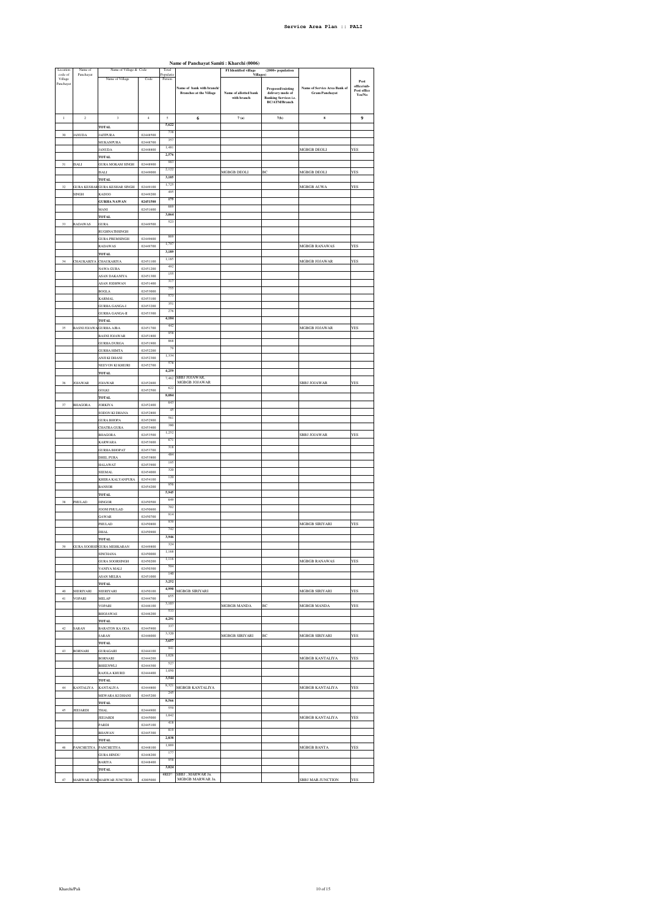Service Area Plan :: PALI

# Name of Panchayat Samiti : Kharchi (0006)

| Location code of Village Panchayat | Name of Panchayat | Name of Village & Code | | Total Population | | FI Identified village (2000+ population Villages) | | Name of Service Area Bank of Gram Panchayat | Post office/sub-Post office Yes/No |
|---|---|---|---|---|---|---|---|---|---|
| | | Name of Village | Code | Person | Name of bank with branch/ Branches at the Village | Name of allotted bank with branch | Proposed/existing delivery mode of Banking Services i.e. BC/ATM/Branch | | |
| 1 | 2 | 3 | 4 | 5 | 6 | 7 (a) | 7(b) | 8 | 9 |
| | | TOTAL | | 5,622 | | | | | |
| 30 | JANUDA | JAITPURA | 02448500 | 738 | | | | | |
| | | MUKANPURA | 02448700 | 357 | | | | | |
| | | JANUDA | 02448800 | 1,481 | | | | MGBGB DEOLI | YES |
| | | TOTAL | | 2,576 | | | | | |
| 31 | ISALI | GURA MOKAM SINGH | 02448900 | 983 | | | | | |
| | | ISALI | 02449000 | 2,122 | | MGBGB DEOLI | BC | MGBGB DEOLI | YES |
| | | TOTAL | | 3,105 | | | | | |
| 32 | GURA KESHAR SINGH | GURA KESHAR SINGH | 02449100 | 1,725 | | | | MGBGB AUWA | YES |
| | | KADOO | 02449200 | 495 | | | | | |
| | | GURHA NAWAN | 02451500 | 175 | | | | | |
| | | MANI | 02451600 | 669 | | | | | |
| | | TOTAL | | 3,064 | | | | | |
| 33 | RADAWAS | GURA RUGHNATHSINGH | 02449500 | 523 | | | | | |
| | | GURA PREMSINGH | 02449600 | 869 | | | | | |
| | | RADAWAS | 02449700 | 1,797 | | | | MGBGB RANAWAS | YES |
| | | TOTAL | | 3,189 | | | | | |
| 34 | CHAUKARIYA | CHAUKARIYA | 02451100 | 1,185 | | | | MGBGB JOJAWAR | YES |
| | | NAWA GURA | 02451200 | 492 | | | | | |
| | | ASAN DAKANIYA | 02451300 | 155 | | | | | |
| | | ASAN JODHWAN | 02451400 | 317 | | | | | |
| | | BOGLA | 02453000 | 755 | | | | | |
| | | KARMAL | 02453100 | 573 | | | | | |
| | | GURHA GANGA-I | 02453200 | 351 | | | | | |
| | | GURHA GANGA-II | 02453300 | 276 | | | | | |
| | | TOTAL | | 4,104 | | | | | |
| 35 | BASNI JOJAWAR | GURHA AJBA | 02451700 | 442 | | | | MGBGB JOJAWAR | YES |
| | | BASNI JOJAWAR | 02451800 | 936 | | | | | |
| | | GURHA DURGA | 02451900 | 998 | | | | | |
| | | GURHA HIMTA | 02452200 | 79 | | | | | |
| | | ANJI KI DHANI | 02452300 | 1,334 | | | | | |
| | | NEEVON KI KHEJRI | 02452700 | 570 | | | | | |
| | | TOTAL | | 4,259 | | | | | |
| 36 | JOJAWAR | JOJAWAR | 02452600 | 7,462 | SBBJ JOJAWAR, MGBGB JOJAWAR | | | SBBJ JOJAWAR | YES |
| | | GOLKI | 02452500 | 622 | | | | | |
| | | TOTAL | | 8,084 | | | | | |
| 37 | BHAGORA | JORKIYA | 02452400 | 843 | | | | | |
| | | SODON KI DHANA | 02452800 | 45 | | | | | |
| | | GURA BHOPA | 02452900 | 561 | | | | | |
| | | CHATRA GURA | 02453400 | 380 | | | | | |
| | | BHAGORA | 02453500 | 1,252 | | | | SBBJ JOJAWAR | YES |
| | | KARWARA | 02453600 | 671 | | | | | |
| | | GURHA BHOPAT | 02453700 | 318 | | | | | |
| | | DHEL PURA | 02453800 | 484 | | | | | |
| | | HALAWAT | 02453900 | 195 | | | | | |
| | | SHEMAL | 02454000 | 320 | | | | | |
| | | KHERA KALYANPURA | 02454100 | 120 | | | | | |
| | | BANSOR | 02454200 | 956 | | | | | |
| | | TOTAL | | 5,945 | | | | | |
| 38 | PHULAD | DINGOR | 02450500 | 649 | | | | | |
| | | JOONI PHULAD | 02450600 | 702 | | | | | |
| | | GAWAR | 02450700 | 914 | | | | | |
| | | PHULAD | 02450800 | 939 | | | | MGBGB SIRIYARI | YES |
| | | DHAL | 02450900 | 742 | | | | | |
| | | TOTAL | | 3,946 | | | | | |
| 39 | GURA SOORSINGH | GURA MEHKARAN | 02449800 | 324 | | | | | |
| | | SINCHANA | 02450000 | 1,168 | | | | | |
| | | GURA SOORSINGH | 02450200 | 1,116 | | | | MGBGB RANAWAS | YES |
| | | VANIYA MALI | 02450300 | 504 | | | | | |
| | | ASAN MELRA | 02451000 | 140 | | | | | |
| | | TOTAL | | 3,252 | | | | | |
| 40 | SEERIYARI | SEERIYARI | 02450100 | 4,990 | MGBGB SIRIYARI | | | MGBGB SIRIYARI | YES |
| 41 | VOPARI | MILAP | 02444700 | 655 | | | | | |
| | | VOPARI | 02446100 | 3,103 | | MGBGB MANDA | BC | MGBGB MANDA | YES |
| | | BHOJAWAS | 02446200 | 533 | | | | | |
| | | TOTAL | | 4,291 | | | | | |
| 42 | SARAN | BARATON KA ODA | 02445900 | 337 | | | | | |
| | | SARAN | 02446000 | 3,320 | | MGBGB SIRIYARI | BC | MGBGB SIRIYARI | YES |
| | | TOTAL | | 3,657 | | | | | |
| 43 | BORNARI | GURAGARI | 02444100 | 941 | | | | | |
| | | BORNARI | 02444200 | 1,026 | | | | MGBGB KANTALIYA | YES |
| | | BHEENWLI | 02444300 | 527 | | | | | |
| | | RAJOLA KHURD | 02444400 | 1,050 | | | | | |
| | | TOTAL | | 3,544 | | | | | |
| 44 | KANTALIYA | KANTALIYA | 02444800 | 8,321 | MGBGB KANTALIYA | | | MGBGB KANTALIYA | YES |
| | | MEWARA KI DHANI | 02445200 | 245 | | | | | |
| | | TOTAL | | 8,566 | | | | | |
| 45 | JEEJARDI | DHAL | 02444900 | 559 | | | | | |
| | | JEEJARDI | 02445000 | 1,042 | | | | MGBGB KANTALIYA | YES |
| | | PARDI | 02445100 | 418 | | | | | |
| | | BHAWAN | 02445300 | 819 | | | | | |
| | | TOTAL | | 2,838 | | | | | |
| 46 | PANCHETIYA | PANCHETIYA | 02448100 | 1,889 | | | | MGBGB BANTA | YES |
| | | GURA HINDU | 02448200 | 177 | | | | | |
| | | BARIYA | 02448400 | 958 | | | | | |
| | | TOTAL | | 3,024 | | | | | |
| 47 | MARWAR JUNCTION | MARWAR JUNCTION | 42005000 | #REF! | SBBJ , MARWAR Jn. MGBGB MARWAR Jn. | | | SBBJ MAR.JUNCTION | YES |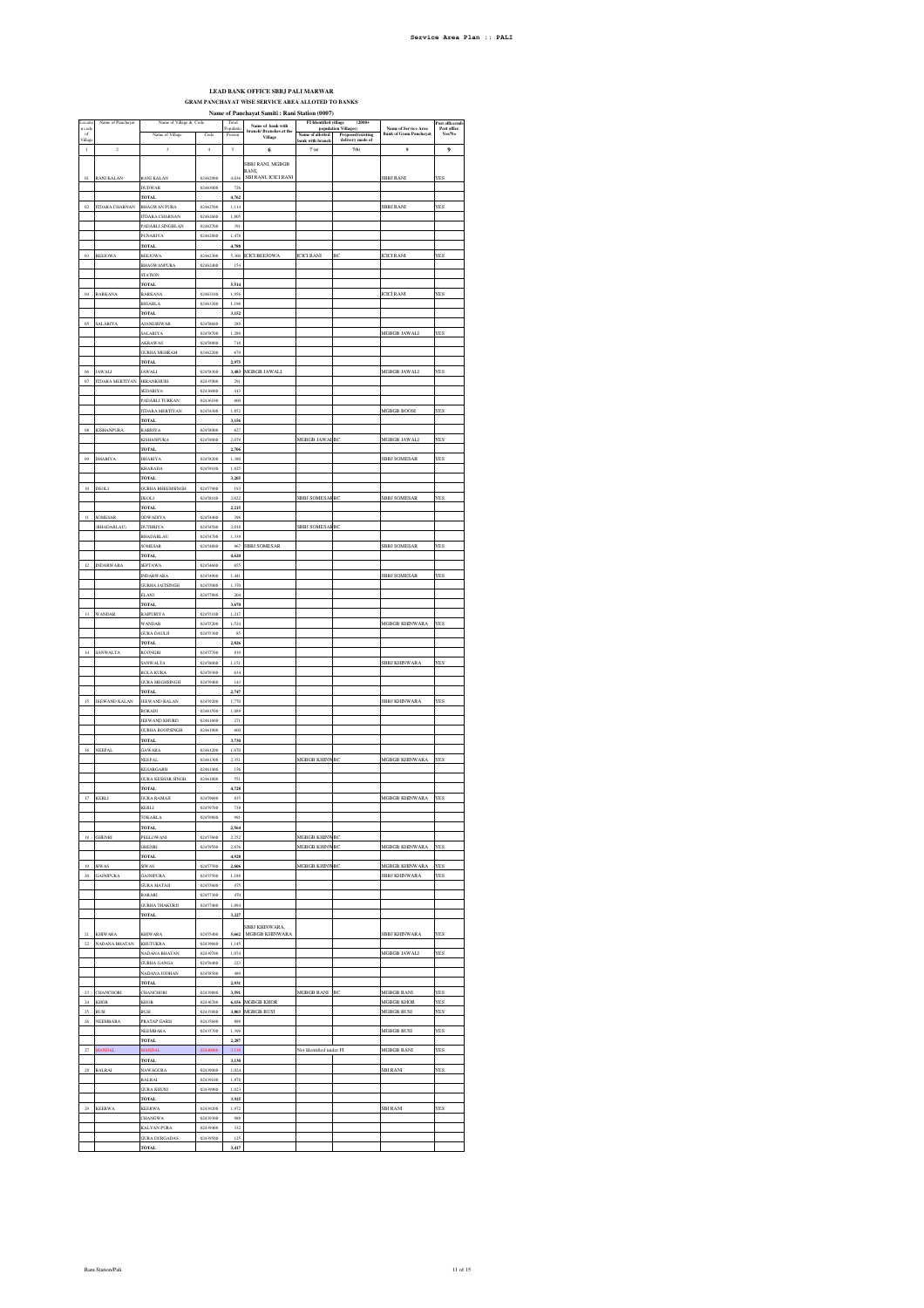# LEAD BANK OFFICE SBBJ PALI MARWAR

## GRAM PANCHAYAT WISE SERVICE AREA ALLOTED TO BANKS

### Name of Panchayat Samiti : Rani Station (0007)

| Location code of Village | Name of Panchayat | Name of Village & Code | | Total Population Person | Name of bank with branch/ Branches at the Village | FI Identified village (2000+ population Villages) | | Name of Service Area Bank of Gram Panchayat | Post office/sub-Post office Yes/No |
|---|---|---|---|---|---|---|---|---|---|
| | | Name of Village | Code | | | Name of allotted bank with branch | Proposed/existing delivery mode of | | |
| 1 | 2 | 3 | 4 | 5 | 6 | 7(a) | 7(b) | 8 | 9 |
| 01 | RANI KALAN | RANI KALAN | 02462900 | 4,036 | SBBJ RANI, MGBGB RANI, SBI RANI, ICICI RANI | | | SBBJ RANI | YES |
| | | DUDWAR | 02463000 | 726 | | | | | |
| | | TOTAL | | 4,762 | | | | | |
| 02 | ITDARA CHARNAN | BHAGWAN PURA | 02462500 | 1,114 | | | | SBBJ RANI | YES |
| | | ITDARA CHARNAN | 02462600 | 1,805 | | | | | |
| | | PADARLI SINGHLAN | 02462700 | 391 | | | | | |
| | | FUNARIYA | 02462800 | 1,478 | | | | | |
| | | TOTAL | | 4,788 | | | | | |
| 03 | BEEJOWA | BEEJOWA | 02462300 | 5,360 | ICICI BEEJOWA | ICICI RANI | BC | ICICI RANI | YES |
| | | BHAGWANPURA | 02462400 | 154 | | | | | |
| | | STATION | | | | | | | |
| | | TOTAL | | 5,514 | | | | | |
| 04 | BARKANA | BARKANA | 02463100 | 1,956 | | | | ICICI RANI | YES |
| | | BIDARLA | 02463200 | 1,196 | | | | | |
| | | TOTAL | | 3,152 | | | | | |
| 05 | SALARIYA | AJANESHWAR | 02458600 | 269 | | | | | |
| | | SALARIYA | 02458700 | 1,289 | | | | MGBGB JAWALI | YES |
| | | AKRAWAS | 02458800 | 718 | | | | | |
| | | GURHA MEHRAM | 02462200 | 679 | | | | | |
| | | TOTAL | | 2,955 | | | | | |
| 06 | JAWALI | JAWALI | 02458300 | 3,483 | MGBGB JAWALI | | | MGBGB JAWALI | YES |
| 07 | ITDARA MERTIYAN | BIRANKHURI | 02435900 | 291 | | | | | |
| | | BEDARIYA | 02436000 | 413 | | | | | |
| | | PADARLI TURKAN | 02436100 | 600 | | | | | |
| | | ITDARA MERTIYAN | 02454300 | 1,852 | | | | MGBGB BOOSI | YES |
| | | TOTAL | | 3,156 | | | | | |
| 08 | KISHANPURA | RABRIYA | 02458900 | 627 | | | | | |
| | | KISHANPURA | 02459000 | 2,079 | | MGBGB JAWALI | BC | MGBGB JAWALI | YES |
| | | TOTAL | | 2,706 | | | | | |
| 09 | DHARIYA | DHARIYA | 02458200 | 1,380 | | | | SBBJ SOMESAR | YES |
| | | KHARADA | 02458100 | 1,825 | | | | | |
| | | TOTAL | | 3,205 | | | | | |
| 10 | DEOLI | GURHA BHEEMSINGH | 02457900 | 193 | | | | | |
| | | DEOLI | 02458000 | 2,022 | | SBBJ SOMESAR | BC | SBBJ SOMESAR | YES |
| | | TOTAL | | 2,215 | | | | | |
| 11 | SOMESAR (BHADARLAU) | OSWADIYA | 02454400 | 296 | | | | | |
| | | DUTHRIYA | 02454500 | 2,018 | | SBBJ SOMESAR | BC | | |
| | | BHADARLAU | 02454700 | 1,339 | | | | | |
| | | SOMESAR | 02454800 | 967 | SBBJ SOMESAR | | | SBBJ SOMESAR | YES |
| | | TOTAL | | 4,620 | | | | | |
| 12 | INDARWARA | SEPTAWA | 02454600 | 655 | | | | | |
| | | INDARWARA | 02454900 | 1,441 | | | | SBBJ SOMESAR | YES |
| | | GURHA JAITSINGH | 02455000 | 1,378 | | | | | |
| | | ELANI | 02457800 | 204 | | | | | |
| | | TOTAL | | 3,678 | | | | | |
| 13 | WANDAR | RAIPURIYA | 02455100 | 1,217 | | | | | |
| | | WANDAR | 02455200 | 1,524 | | | | MGBGB KHINWARA | YES |
| | | GURA DAULJI | 02455300 | 85 | | | | | |
| | | TOTAL | | 2,826 | | | | | |
| 14 | SANWALTA | KOONGRI | 02457700 | 819 | | | | | |
| | | SANWALTA | 02458000 | 1,151 | | | | SBBJ KHINWARA | YES |
| | | BOLA KURA | 02459300 | 634 | | | | | |
| | | GURA MEGHSINGH | 02459400 | 143 | | | | | |
| | | TOTAL | | 2,747 | | | | | |
| 15 | JEEWAND KALAN | JEEWAND KALAN | 02459200 | 1,770 | | | | SBBJ KHINWARA | YES |
| | | BORADI | 02461500 | 1,089 | | | | | |
| | | JEEWAND KHURD | 02461600 | 271 | | | | | |
| | | GURHA ROOPSINGH | 02461900 | 600 | | | | | |
| | | TOTAL | | 3,730 | | | | | |
| 16 | NEEPAL | GAWARA | 02461200 | 1,670 | | | | | |
| | | NEEPAL | 02461300 | 2,351 | | MGBGB KHINWARA | BC | MGBGB KHINWARA | YES |
| | | KESARGARH | 02461400 | 156 | | | | | |
| | | GURA KESHAR SINGH | 02461800 | 551 | | | | | |
| | | TOTAL | | 4,728 | | | | | |
| 17 | KERLI | GURA RAMAJI | 02459600 | 835 | | | | MGBGB KHINWARA | YES |
| | | KERLI | 02459700 | 738 | | | | | |
| | | TOKARLA | 02459800 | 991 | | | | | |
| | | TOTAL | | 2,564 | | | | | |
| 18 | GHENRI | PEELOWANI | 02457600 | 2,252 | | MGBGB KHINWARA | BC | | |
| | | GHENRI | 02459500 | 2,676 | | MGBGB KHINWARA | BC | MGBGB KHINWARA | YES |
| | | TOTAL | | 4,928 | | | | | |
| 19 | SIWAS | SIWAS | 02457500 | 2,606 | | MGBGB KHINWARA | BC | MGBGB KHINWARA | YES |
| 20 | GAJNIPURA | GAJNIPURA | 02455500 | 1,188 | | | | SBBJ KHINWARA | YES |
| | | GURA MATAJI | 02455600 | 475 | | | | | |
| | | BARABI | 02457300 | 470 | | | | | |
| | | GURHA THAKURJI | 02457400 | 1,094 | | | | | |
| | | TOTAL | | 3,227 | | | | | |
| 21 | KHIWARA | KHIWARA | 02455400 | 5,662 | SBBJ KHINWARA, MGBGB KHINWARA | | | SBBJ KHINWARA | YES |
| 22 | NADANA BHATAN | KHUTKIRA | 02439600 | 1,145 | | | | | |
| | | NADANA BHATAN | 02439700 | 1,074 | | | | MGBGB JAWALI | YES |
| | | GURHA GANGA | 02458400 | 223 | | | | | |
| | | NADANA JODHAN | 02458500 | 489 | | | | | |
| | | TOTAL | | 2,931 | | | | | |
| 23 | CHANCHORI | CHANCHORI | 02439800 | 3,594 | | MGBGB RANI | BC | MGBGB RANI | YES |
| 24 | KHOR | KHOR | 02436700 | 6,116 | MGBGB KHOR | | | MGBGB KHOR | YES |
| 25 | BUSI | BUSI | 02435800 | 3,803 | MGBGB BUSI | | | MGBGB BUSI | YES |
| 26 | NEEMBARA | PRATAP GARH | 02435600 | 898 | | | | | |
| | | NEEMBARA | 02435700 | 1,389 | | | | MGBGB BUSI | YES |
| | | TOTAL | | 2,287 | | | | | |
| 27 | HANDAL | HANDAL | 02440000 | 3,130 | | Not Identified under FI | | MGBGB RANI | YES |
| | | TOTAL | | 3,130 | | | | | |
| 28 | BALRAI | NAWAGURA | 02439000 | 1,024 | | | | SBI RANI | YES |
| | | BALRAI | 02439100 | 1,878 | | | | | |
| | | GURA KHUNJ | 02439900 | 1,023 | | | | | |
| | | TOTAL | | 3,925 | | | | | |
| 29 | KEERWA | KEERWA | 02439200 | 1,972 | | | | SBI RANI | YES |
| | | CHANGWA | 02439300 | 988 | | | | | |
| | | KALYAN PURA | 02439400 | 332 | | | | | |
| | | GURA DURGADAS | 02439500 | 125 | | | | | |
| | | TOTAL | | 3,417 | | | | | |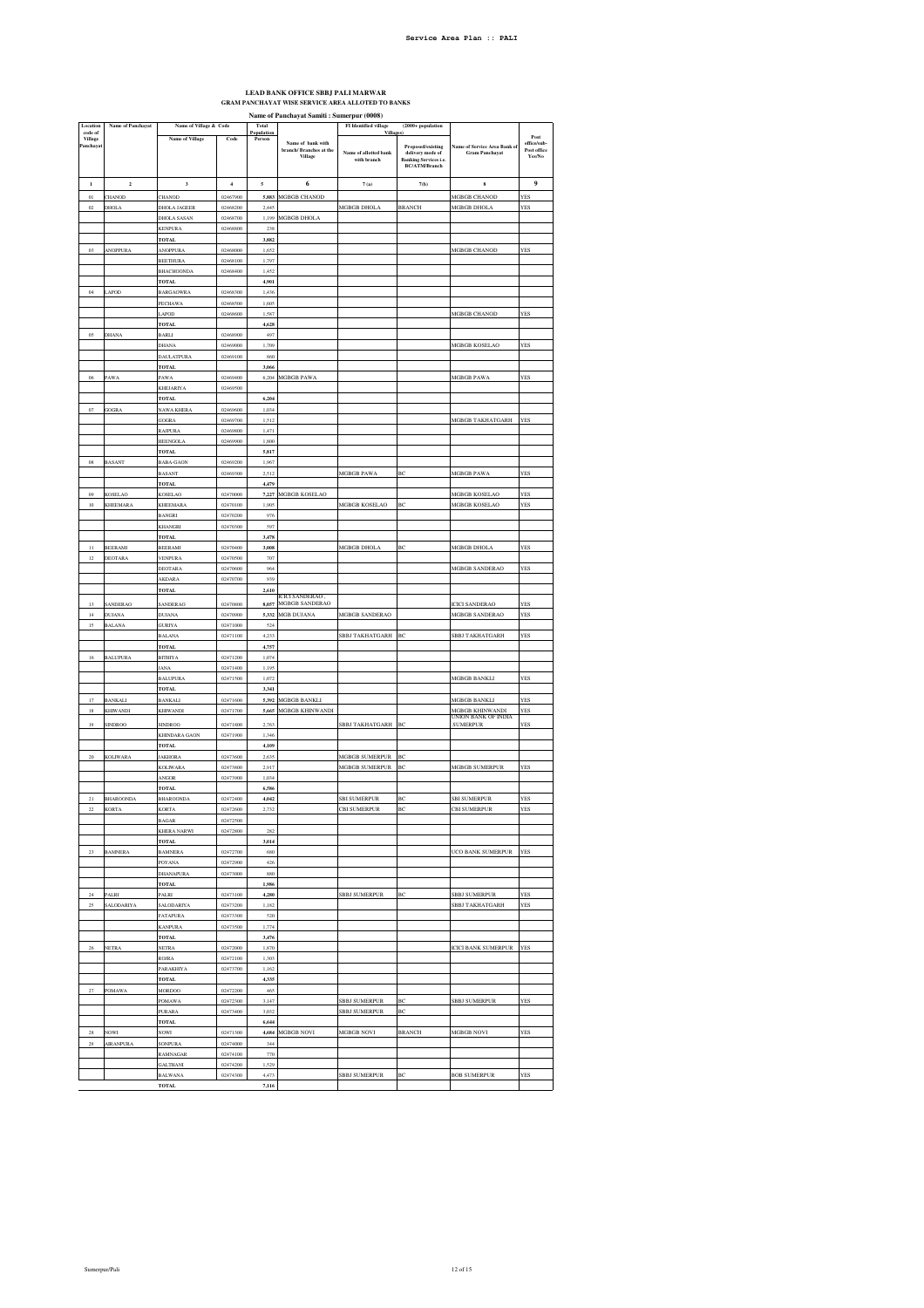# LEAD BANK OFFICE SBBJ PALI MARWAR

## GRAM PANCHAYAT WISE SERVICE AREA ALLOTED TO BANKS

### Name of Panchayat Samiti : Sumerpur (0008)

| Location code of Village Panchayat | Name of Panchayat | Name of Village & Code | | Total Population Person | Name of bank with branch/ Branches at the Village | FI Identified village (2000+ population Villages) | | Name of Service Area Bank of Gram Panchayat | Post office/sub-Post office Yes/No |
|---|---|---|---|---|---|---|---|---|---|
| | | Name of Village | Code | | | Name of allotted bank with branch | Proposed/existing delivery mode of Banking Services i.e. BC/ATM/Branch | | |
| 1 | 2 | 3 | 4 | 5 | 6 | 7 (a) | 7(b) | 8 | 9 |
| 01 | CHANOD | CHANOD | 02467900 | 5,083 | MGBGB CHANOD | | | MGBGB CHANOD | YES |
| 02 | DHOLA | DHOLA JAGEER | 02468200 | 2,445 | | MGBGB DHOLA | BRANCH | MGBGB DHOLA | YES |
| | | DHOLA SASAN | 02468700 | 1,199 | MGBGB DHOLA | | | | |
| | | KESPURA | 02468800 | 238 | | | | | |
| | | TOTAL | | 3,882 | | | | | |
| 03 | ANOPPURA | ANOPPURA | 02468000 | 1,652 | | | | MGBGB CHANOD | YES |
| | | BEETHURA | 02468100 | 1,797 | | | | | |
| | | BHACHOONDA | 02468400 | 1,452 | | | | | |
| | | TOTAL | | 4,901 | | | | | |
| 04 | LAPOD | BARGAOWRA | 02468300 | 1,436 | | | | | |
| | | PECHAWA | 02468500 | 1,605 | | | | | |
| | | LAPOD | 02468600 | 1,587 | | | | MGBGB CHANOD | YES |
| | | TOTAL | | 4,628 | | | | | |
| 05 | DHANA | BARLI | 02468900 | 497 | | | | | |
| | | DHANA | 02469000 | 1,709 | | | | MGBGB KOSELAO | YES |
| | | DAULATPURA | 02469100 | 860 | | | | | |
| | | TOTAL | | 3,066 | | | | | |
| 06 | PAWA | PAWA | 02469400 | 6,204 | MGBGB PAWA | | | MGBGB PAWA | YES |
| | | KHEJARIYA | 02469500 | | | | | | |
| | | TOTAL | | 6,204 | | | | | |
| 07 | GOGRA | NAWA KHERA | 02469600 | 1,034 | | | | | |
| | | GOGRA | 02469700 | 1,512 | | | | MGBGB TAKHATGARH | YES |
| | | RAJPURA | 02469800 | 1,471 | | | | | |
| | | BEENGOLA | 02469900 | 1,800 | | | | | |
| | | TOTAL | | 5,817 | | | | | |
| 08 | BASANT | BABA GAON | 02469200 | 1,967 | | | | | |
| | | BASANT | 02469300 | 2,512 | | MGBGB PAWA | BC | MGBGB PAWA | YES |
| | | TOTAL | | 4,479 | | | | | |
| 09 | KOSELAO | KOSELAO | 02470000 | 7,227 | MGBGB KOSELAO | | | MGBGB KOSELAO | YES |
| 10 | KHEEMARA | KHEEMARA | 02470100 | 1,905 | | MGBGB KOSELAO | BC | MGBGB KOSELAO | YES |
| | | BANGRI | 02470200 | 976 | | | | | |
| | | KHANGRI | 02470300 | 597 | | | | | |
| | | TOTAL | | 3,478 | | | | | |
| 11 | BEERAMI | BEERAMI | 02470400 | 3,008 | | MGBGB DHOLA | BC | MGBGB DHOLA | YES |
| 12 | DEOTARA | VENPURA | 02470500 | 707 | | | | | |
| | | DEOTARA | 02470600 | 964 | | | | MGBGB SANDERAO | YES |
| | | AKDARA | 02470700 | 939 | | | | | |
| | | TOTAL | | 2,610 | | | | | |
| 13 | SANDERAO | SANDERAO | 02470800 | 8,057 | ICICI SANDERAO , MGBGB SANDERAO | | | ICICI SANDERAO | YES |
| 14 | DUJANA | DUJANA | 02470900 | 5,332 | MGB DUJANA | MGBGB SANDERAO | | MGBGB SANDERAO | YES |
| 15 | BALANA | GURIYA | 02471000 | 524 | | | | | |
| | | BALANA | 02471100 | 4,233 | | SBBJ TAKHATGARH | BC | SBBJ TAKHATGARH | YES |
| | | TOTAL | | 4,757 | | | | | |
| 16 | BALUPURA | BITHIYA | 02471200 | 1,074 | | | | | |
| | | JANA | 02471400 | 1,195 | | | | | |
| | | BALUPURA | 02471500 | 1,072 | | | | MGBGB BANKLI | YES |
| | | TOTAL | | 3,341 | | | | | |
| 17 | BANKALI | BANKALI | 02471600 | 5,392 | MGBGB BANKLI | | | MGBGB BANKLI | YES |
| 18 | KHIWANDI | KHIWANDI | 02471700 | 5,665 | MGBGB KHINWANDI | | | MGBGB KHINWANDI | YES |
| 19 | SINDROO | SINDROO | 02471800 | 2,763 | | SBBJ TAKHATGARH | BC | UNION BANK OF INDIA ,SUMERPUR | YES |
| | | KHINDARA GAON | 02471900 | 1,346 | | | | | |
| | | TOTAL | | 4,109 | | | | | |
| 20 | KOLIWARA | JAKHORA | 02473600 | 2,635 | | MGBGB SUMERPUR | BC | | |
| | | KOLIWARA | 02473800 | 2,917 | | MGBGB SUMERPUR | BC | MGBGB SUMERPUR | YES |
| | | ANGOR | 02473900 | 1,034 | | | | | |
| | | TOTAL | | 6,586 | | | | | |
| 21 | BHAROONDA | BHAROONDA | 02472400 | 4,042 | | SBI SUMERPUR | BC | SBI SUMERPUR | YES |
| 22 | KORTA | KORTA | 02472600 | 2,752 | | CBI SUMERPUR | BC | CBI SUMERPUR | YES |
| | | BAGAR | 02472500 | | | | | | |
| | | KHERA NARWI | 02472800 | 262 | | | | | |
| | | TOTAL | | 3,014 | | | | | |
| 23 | BAMNERA | BAMNERA | 02472700 | 680 | | | | UCO BANK SUMERPUR | YES |
| | | POYANA | 02472900 | 426 | | | | | |
| | | DHANAPURA | 02473000 | 880 | | | | | |
| | | TOTAL | | 1,986 | | | | | |
| 24 | PALRI | PALRI | 02473100 | 4,280 | | SBBJ SUMERPUR | BC | SBBJ SUMERPUR | YES |
| 25 | SALODARIYA | SALODARIYA | 02473200 | 1,182 | | | | SBBJ TAKHATGARH | YES |
| | | FATAPURA | 02473300 | 520 | | | | | |
| | | KANPURA | 02473500 | 1,774 | | | | | |
| | | TOTAL | | 3,476 | | | | | |
| 26 | NETRA | NETRA | 02472000 | 1,870 | | | | ICICI BANK SUMERPUR | YES |
| | | RGIRA | 02472100 | 1,303 | | | | | |
| | | PARAKHIYA | 02473700 | 1,162 | | | | | |
| | | TOTAL | | 4,335 | | | | | |
| 27 | POMAWA | MORDOO | 02472200 | 465 | | | | | |
| | | POMAWA | 02472300 | 3,147 | | SBBJ SUMERPUR | BC | SBBJ SUMERPUR | YES |
| | | PURARA | 02473400 | 3,032 | | SBBJ SUMERPUR | BC | | |
| | | TOTAL | | 6,644 | | | | | |
| 28 | NOWI | NOWI | 02471300 | 4,684 | MGBGB NOVI | MGBGB NOVI | BRANCH | MGBGB NOVI | YES |
| 29 | AIRANPURA | SONPURA | 02474000 | 344 | | | | | |
| | | RAMNAGAR | 02474100 | 770 | | | | | |
| | | GALTHANI | 02474200 | 1,529 | | | | | |
| | | BALWANA | 02474300 | 4,473 | | SBBJ SUMERPUR | BC | BOB SUMERPUR | YES |
| | | TOTAL | | 7,116 | | | | | |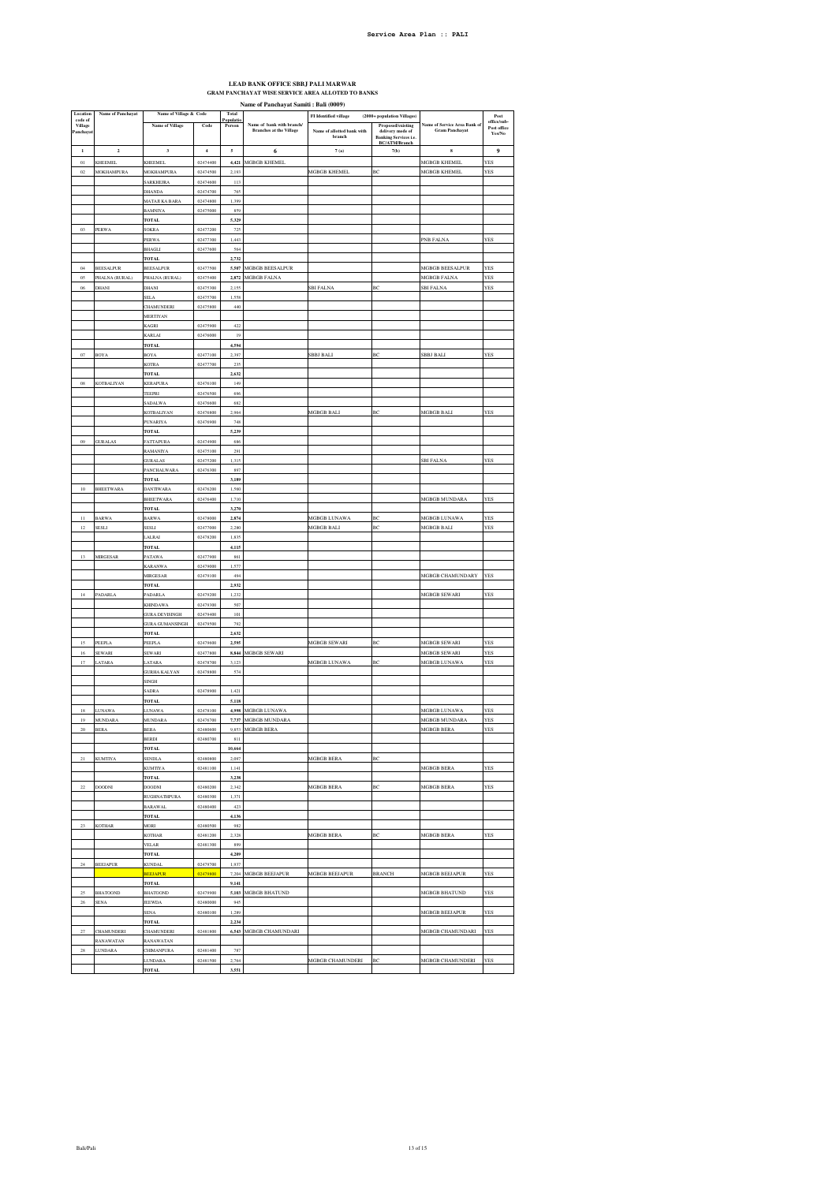# LEAD BANK OFFICE SBBJ PALI MARWAR

## GRAM PANCHAYAT WISE SERVICE AREA ALLOTED TO BANKS

### Name of Panchayat Samiti : Bali (0009)

| Location code of Village Panchayat | Name of Panchayat | Name of Village & Code | | Total Population | Name of bank with branch/ Branches at the Village | FI Identified village (2000+ population Villages) | | Name of Service Area Bank of Gram Panchayat | Post office/sub-Post office Yes/No |
|---|---|---|---|---|---|---|---|---|---|
| | | Name of Village | Code | Person | | Name of allotted bank with branch | Proposed/existing delivery mode of Banking Services i.e. BC/ATM/Branch | | |
| 1 | 2 | 3 | 4 | 5 | 6 | 7(a) | 7(b) | 8 | 9 |
| 01 | KHEEMEL | KHEEMEL | 02474400 | 4,421 | MGBGB KHEMEL | | | MGBGB KHEMEL | YES |
| 02 | MOKHAMPURA | MOKHAMPURA | 02474500 | 2,193 | | MGBGB KHEMEL | BC | MGBGB KHEMEL | YES |
| | | SARKHEJRA | 02474600 | 113 | | | | | |
| | | DHANDA | 02474700 | 765 | | | | | |
| | | MATAJI KA BARA | 02474800 | 1,399 | | | | | |
| | | BAMNIYA | 02475000 | 859 | | | | | |
| | | TOTAL | | 5,329 | | | | | |
| 03 | PERWA | SOKRA | 02477200 | 725 | | | | | |
| | | PERWA | 02477300 | 1,443 | | | | PNB FALNA | YES |
| | | BHAGLI | 02477600 | 564 | | | | | |
| | | TOTAL | | 2,732 | | | | | |
| 04 | BEESALPUR | BEESALPUR | 02477500 | 5,507 | MGBGB BEESALPUR | | | MGBGB BEESALPUR | YES |
| 05 | PHALNA (RURAL) | PHALNA (RURAL) | 02475400 | 2,872 | MGBGB FALNA | | | MGBGB FALNA | YES |
| 06 | DHANI | DHANI | 02475300 | 2,155 | | SBI FALNA | BC | SBI FALNA | YES |
| | | SELA | 02475700 | 1,558 | | | | | |
| | | CHAMUNDERI | 02475800 | 440 | | | | | |
| | | MERTIYAN | | | | | | | |
| | | KAGRI | 02475900 | 422 | | | | | |
| | | KARLAI | 02476000 | 19 | | | | | |
| | | TOTAL | | 4,594 | | | | | |
| 07 | BOYA | BOYA | 02477100 | 2,397 | | SBBJ BALI | BC | SBBJ BALI | YES |
| | | KOTRA | 02477700 | 235 | | | | | |
| | | TOTAL | | 2,632 | | | | | |
| 08 | KOTBALIYAN | KERAPURA | 02476100 | 149 | | | | | |
| | | TEEPRI | 02476500 | 696 | | | | | |
| | | SADALWA | 02476600 | 682 | | | | | |
| | | KOTBALIYAN | 02476800 | 2,964 | | MGBGB BALI | BC | MGBGB BALI | YES |
| | | PUNARIYA | 02476900 | 748 | | | | | |
| | | TOTAL | | 5,239 | | | | | |
| 09 | GURALAS | FATTAPURA | 02474900 | 686 | | | | | |
| | | RAMANIYA | 02475100 | 291 | | | | | |
| | | GURALAS | 02475200 | 1,315 | | | | SBI FALNA | YES |
| | | PANCHALWARA | 02476300 | 897 | | | | | |
| | | TOTAL | | 3,189 | | | | | |
| 10 | BHEETWARA | DANTIWARA | 02476200 | 1,560 | | | | | |
| | | BHEETWARA | 02476400 | 1,710 | | | | MGBGB MUNDARA | YES |
| | | TOTAL | | 3,270 | | | | | |
| 11 | BARWA | BARWA | 02478000 | 2,874 | | MGBGB LUNAWA | BC | MGBGB LUNAWA | YES |
| 12 | SESLI | SESLI | 02477000 | 2,280 | | MGBGB BALI | BC | MGBGB BALI | YES |
| | | LALRAI | 02478200 | 1,835 | | | | | |
| | | TOTAL | | 4,115 | | | | | |
| 13 | MIRGESAR | PATAWA | 02477900 | 861 | | | | | |
| | | KARANWA | 02479000 | 1,577 | | | | | |
| | | MIRGESAR | 02479100 | 494 | | | | MGBGB CHAMUNDARY | YES |
| | | TOTAL | | 2,932 | | | | | |
| 14 | PADARLA | PADARLA | 02479200 | 1,232 | | | | MGBGB SEWARI | YES |
| | | KHINDAWA | 02479300 | 507 | | | | | |
| | | GURA DEVISINGH | 02479400 | 101 | | | | | |
| | | GURA GUMANSINGH | 02479500 | 792 | | | | | |
| | | TOTAL | | 2,632 | | | | | |
| 15 | PEEPLA | PEEPLA | 02479600 | 2,595 | | MGBGB SEWARI | BC | MGBGB SEWARI | YES |
| 16 | SEWARI | SEWARI | 02477800 | 8,844 | MGBGB SEWARI | | | MGBGB SEWARI | YES |
| 17 | LATARA | LATARA | 02478700 | 3,123 | | MGBGB LUNAWA | BC | MGBGB LUNAWA | YES |
| | | GURHA KALYAN | 02478800 | 574 | | | | | |
| | | SINGH | | | | | | | |
| | | SADRA | 02478900 | 1,421 | | | | | |
| | | TOTAL | | 5,118 | | | | | |
| 18 | LUNAWA | LUNAWA | 02478100 | 4,998 | MGBGB LUNAWA | | | MGBGB LUNAWA | YES |
| 19 | MUNDARA | MUNDARA | 02476700 | 7,737 | MGBGB MUNDARA | | | MGBGB MUNDARA | YES |
| 20 | BERA | BERA | 02480600 | 9,853 | MGBGB BERA | | | MGBGB BERA | YES |
| | | BERDI | 02480700 | 811 | | | | | |
| | | TOTAL | | 10,664 | | | | | |
| 21 | KUMTIYA | SENDLA | 02480800 | 2,097 | | MGBGB BERA | BC | | |
| | | KUMTIYA | 02481100 | 1,141 | | | | MGBGB BERA | YES |
| | | TOTAL | | 3,238 | | | | | |
| 22 | DOODNI | DOODNI | 02480200 | 2,342 | | MGBGB BERA | BC | MGBGB BERA | YES |
| | | RUGHNATHPURA | 02480300 | 1,371 | | | | | |
| | | BARAWAL | 02480400 | 423 | | | | | |
| | | TOTAL | | 4,136 | | | | | |
| 23 | KOTHAR | MORI | 02480500 | 982 | | | | | |
| | | KOTHAR | 02481200 | 2,328 | | MGBGB BERA | BC | MGBGB BERA | YES |
| | | VELAR | 02481300 | 899 | | | | | |
| | | TOTAL | | 4,209 | | | | | |
| 24 | BEEJAPUR | KUNDAL | 02479700 | 1,937 | | | | | |
| | | BEEJAPUR | 02479800 | 7,204 | MGBGB BEEJAPUR | MGBGB BEEJAPUR | BRANCH | MGBGB BEEJAPUR | YES |
| | | TOTAL | | 9,141 | | | | | |
| 25 | BHATOOND | BHATOOND | 02479900 | 5,103 | MGBGB BHATUND | | | MGBGB BHATUND | YES |
| 26 | SENA | BEEWDA | 02480000 | 945 | | | | | |
| | | SENA | 02480100 | 1,289 | | | | MGBGB BEEJAPUR | YES |
| | | TOTAL | | 2,234 | | | | | |
| 27 | CHAMUNDERI RANAWATAN | CHAMUNDERI RANAWATAN | 02481600 | 6,543 | MGBGB CHAMUNDARI | | | MGBGB CHAMUNDARI | YES |
| 28 | LUNDARA | CHIMANPURA | 02481400 | 787 | | | | | |
| | | LUNDARA | 02481500 | 2,764 | | MGBGB CHAMUNDERI | BC | MGBGB CHAMUNDERI | YES |
| | | TOTAL | | 3,551 | | | | | |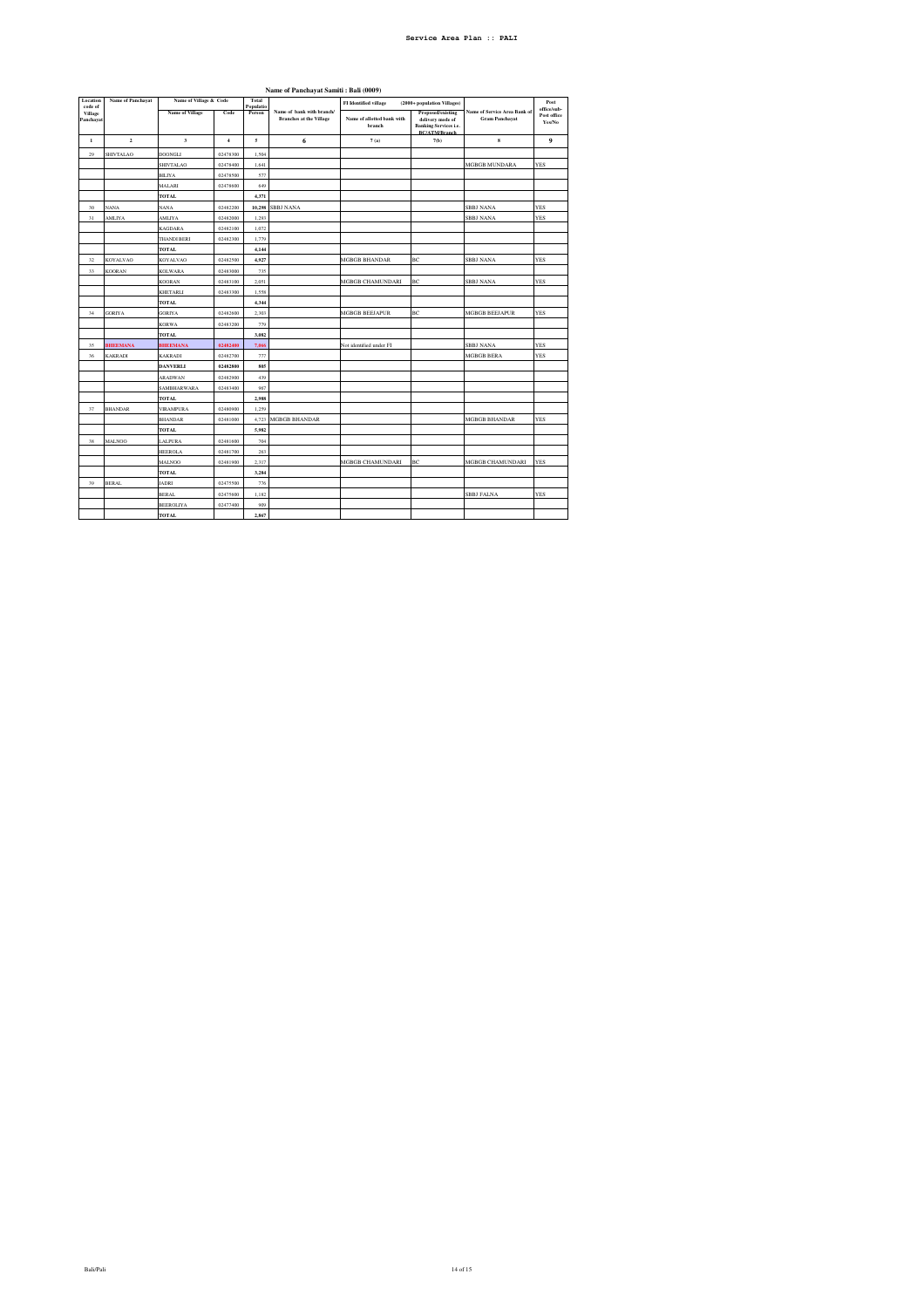## Name of Panchayat Samiti : Bali (0009)

| Location code of Village Panchayat | Name of Panchayat | Name of Village & Code | | Total Population Person | Name of bank with branch/ Branches at the Village | FI Identified village (2000+ population Villages) | | Name of Service Area Bank of Gram Panchayat | Post office/sub-Post office Yes/No |
|---|---|---|---|---|---|---|---|---|---|
| | | Name of Village | Code | | | Name of allotted bank with branch | Proposed/existing delivery mode of Banking Services i.e. BC/ATM/Branch | | |
| 1 | 2 | 3 | 4 | 5 | 6 | 7(a) | 7(b) | 8 | 9 |
| 29 | SHIVTALAO | DOONGLI | 02478300 | 1,504 | | | | | |
| | | SHIVTALAO | 02478400 | 1,641 | | | | MGBGB MUNDARA | YES |
| | | BILIYA | 02478500 | 577 | | | | | |
| | | MALARI | 02478600 | 649 | | | | | |
| | | TOTAL | | 4,371 | | | | | |
| 30 | NANA | NANA | 02482200 | 10,298 | SBBJ NANA | | | SBBJ NANA | YES |
| 31 | AMLIYA | AMLIYA | 02482000 | 1,293 | | | | SBBJ NANA | YES |
| | | KAGDARA | 02482100 | 1,072 | | | | | |
| | | THANDI BERI | 02482300 | 1,779 | | | | | |
| | | TOTAL | | 4,144 | | | | | |
| 32 | KOYALVAO | KOYALVAO | 02482500 | 4,927 | | MGBGB BHANDAR | BC | SBBJ NANA | YES |
| 33 | KOORAN | KOLWARA | 02483000 | 735 | | | | | |
| | | KOORAN | 02483100 | 2,051 | | MGBGB CHAMUNDARI | BC | SBBJ NANA | YES |
| | | KHETARLI | 02483300 | 1,558 | | | | | |
| | | TOTAL | | 4,344 | | | | | |
| 34 | GORIYA | GORIYA | 02482600 | 2,303 | | MGBGB BEEJAPUR | BC | MGBGB BEEJAPUR | YES |
| | | KORWA | 02483200 | 779 | | | | | |
| | | TOTAL | | 3,082 | | | | | |
| 35 | BHEEMANA | BHEEMANA | 02482400 | 7,066 | | Not identified under FI | | SBBJ NANA | YES |
| 36 | KAKRADI | KAKRADI | 02482700 | 777 | | | | MGBGB BERA | YES |
| | | DANVERLI | 02482800 | 805 | | | | | |
| | | ARADWAN | 02482900 | 439 | | | | | |
| | | SAMBHARWARA | 02483400 | 967 | | | | | |
| | | TOTAL | | 2,988 | | | | | |
| 37 | BHANDAR | VIRAMPURA | 02480900 | 1,259 | | | | | |
| | | BHANDAR | 02481000 | 4,723 | MGBGB BHANDAR | | | MGBGB BHANDAR | YES |
| | | TOTAL | | 5,982 | | | | | |
| 38 | MALNOO | LALPURA | 02481600 | 704 | | | | | |
| | | HEEROLA | 02481700 | 263 | | | | | |
| | | MALNOO | 02481900 | 2,317 | | MGBGB CHAMUNDARI | BC | MGBGB CHAMUNDARI | YES |
| | | TOTAL | | 3,284 | | | | | |
| 39 | BERAL | JADRI | 02475500 | 776 | | | | | |
| | | BERAL | 02475600 | 1,182 | | | | SBBJ FALNA | YES |
| | | BEEROLIYA | 02477400 | 909 | | | | | |
| | | TOTAL | | 2,867 | | | | | |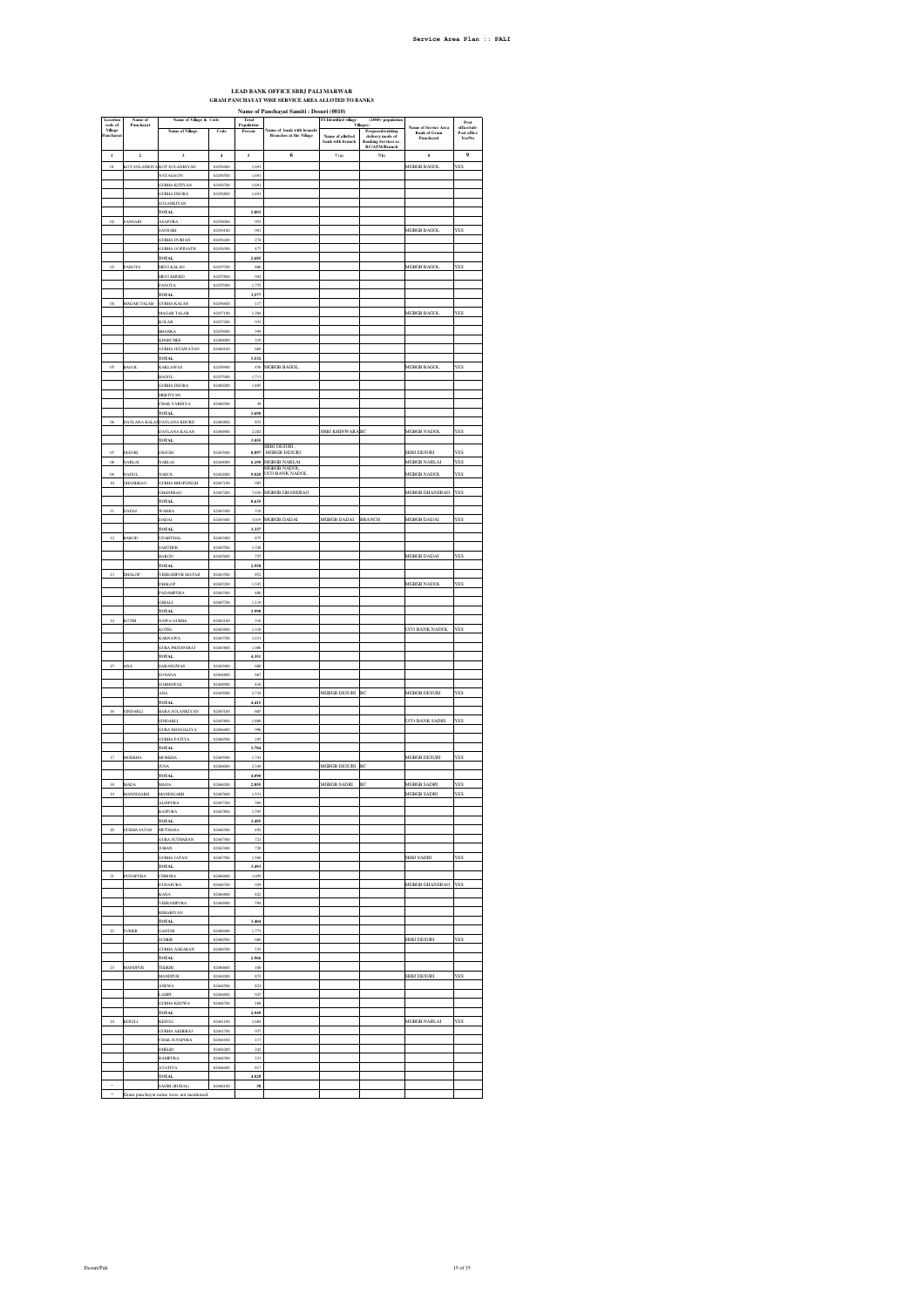**Service Area Plan :: PALI**

# LEAD BANK OFFICE SBBJ PALI MARWAR

## GRAM PANCHAYAT WISE SERVICE AREA ALLOTED TO BANKS

### Name of Panchayat Samiti : Desuri (0010)

| Location code of Village Panchayat | Name of Panchayat | Name of Village & Code | | Total Population | Name of bank with branch/ Branches at the Village | FI Identified village (2000+ population Villages) | | Name of Service Area Bank of Gram Panchayat | Post office/sub-Post office Yes/No |
|---|---|---|---|---|---|---|---|---|---|
| | | Name of Village | Code | Person | | Name of allotted bank with branch | Proposed/existing delivery mode of Banking Services i.e. BC/ATM/Branch | | |
| 1 | 2 | 3 | 4 | 5 | 6 | 7(a) | 7(b) | 8 | 9 |
| 01 | KOT SOLANKIYAN | KOT SOLANKIYAN | 02456400 | 1,691 | | | | MGBGB BAGOL | YES |
| | | NAYAGAON | 02456500 | 1,691 | | | | | |
| | | GURHA KITIYAN | 02456700 | 1,691 | | | | | |
| | | GURHA DEORA | 02456800 | 1,691 | | | | | |
| | | SOLANKIYAN | | | | | | | |
| | | TOTAL | | 2,803 | | | | | |
| 02 | SANSARI | ASAPURA | 02456000 | 953 | | | | | |
| | | SANSARI | 02456100 | 981 | | | | MGBGB BAGOL | YES |
| | | GURHA DURJAN | 02456200 | 274 | | | | | |
| | | GURHA GOPINATH | 02456300 | 477 | | | | | |
| | | TOTAL | | 2,685 | | | | | |
| 03 | PANOTA | MEVI KALAN | 02455700 | 886 | | | | MGBGB BAGOL | YES |
| | | MEVI KHURD | 02455800 | 942 | | | | | |
| | | PANOTA | 02455900 | 1,755 | | | | | |
| | | TOTAL | | 3,577 | | | | | |
| 04 | MAGAR TALAB | GURHA KALAN | 02456600 | 117 | | | | | |
| | | MAGAR TALAB | 02457100 | 1,284 | | | | MGBGB BAGOL | YES |
| | | KOLAR | 02457200 | 930 | | | | | |
| | | BHANKA | 02459900 | 198 | | | | | |
| | | KHARCHEE | 02460000 | 210 | | | | | |
| | | GURHA JETAWATAN | 02460100 | 669 | | | | | |
| | | TOTAL | | 3,532 | | | | | |
| 05 | BAGOL | KAKLAWAS | 02456900 | 456 | MGBGB BAGOL | | | MGBGB BAGOL | YES |
| | | BAGOL | 02457000 | 1,711 | | | | | |
| | | GURHA DEORA | 02460200 | 1,485 | | | | | |
| | | MERTIYAN | | | | | | | |
| | | CHAK VARDIYA | 02460300 | 46 | | | | | |
| | | TOTAL | | 3,698 | | | | | |
| 06 | DAYLANA KALAN | DAYLANA KHURD | 02460800 | 853 | | | | | |
| | | DAYLANA KALAN | 02460900 | 2,182 | | SBBJ KHINWARA | BC | MGBGB NADOL | YES |
| | | TOTAL | | 3,035 | | | | | |
| 07 | DESURI | DESURI | 02467000 | 8,897 | SBBJ DESURI , MGBGB DESURI | | | SBBJ DESURI | YES |
| 08 | NARLAI | NARLAI | 02468000 | 6,198 | MGBGB NARLAI | | | MGBGB NARLAI | YES |
| 09 | NADOL | NADOL | 02462000 | 9,020 | MGBGB NADOL, UCO BANK NADOL | | | MGBGB NADOL | YES |
| 10 | GHANERAO | GURHA BHOPSINGH | 02467100 | 985 | | | | | |
| | | GHANERAO | 02467200 | 7,650 | MGBGB GHANERAO | | | MGBGB GHANERAO | YES |
| | | TOTAL | | 8,635 | | | | | |
| 11 | DADAI | WARKA | 02463300 | 318 | | | | | |
| | | DADAI | 02463400 | 3,019 | MGBGB DADAI | MGBGB DADAI | BRANCH | MGBGB DADAI | YES |
| | | TOTAL | | 3,337 | | | | | |
| 12 | BAROD | UDARTHAL | 02465400 | 875 | | | | | |
| | | SARTHUR | 02465500 | 1,328 | | | | | |
| | | BAROD | 02465600 | 755 | | | | MGBGB DADAI | YES |
| | | TOTAL | | 2,958 | | | | | |
| 13 | DHALOP | VEERAMPUR MATAJI | 02463500 | 852 | | | | | |
| | | DHALOP | 02465200 | 1,547 | | | | MGBGB NADOL | YES |
| | | PADAMPURA | 02465300 | 480 | | | | | |
| | | GIRALI | 02465700 | 1,119 | | | | | |
| | | TOTAL | | 3,998 | | | | | |
| 14 | KOTRI | NAWA GURHA | 02462100 | 316 | | | | | |
| | | KOTRI | 02463600 | 1,319 | | | | UCO BANK NADOL | YES |
| | | KARNAWA | 02463700 | 1,631 | | | | | |
| | | GURA PRITHWIRAJ | 02463800 | 1,086 | | | | | |
| | | TOTAL | | 4,352 | | | | | |
| 15 | ANA | SARANGWAS | 02463900 | 688 | | | | | |
| | | SONANA | 02464000 | 667 | | | | | |
| | | SOBHAWAS | 02464900 | 636 | | | | | |
| | | ANA | 02465000 | 2,724 | | MGBGB DESURI | BC | MGBGB DESURI | YES |
| | | TOTAL | | 4,415 | | | | | |
| 16 | SINDARLI | BARA SOLANKIYAN | 02465100 | 685 | | | | | |
| | | SINDARLI | 02465800 | 1,808 | | | | UCO BANK SADRI | YES |
| | | GURA MANGALIYA | 02466400 | 996 | | | | | |
| | | GURHA PATIYA | 02466500 | 295 | | | | | |
| | | TOTAL | | 3,784 | | | | | |
| 17 | MORKHA | MORKHA | 02465900 | 1,741 | | | | MGBGB DESURI | YES |
| | | JUNA | 02466000 | 2,349 | | MGBGB DESURI | BC | | |
| | | TOTAL | | 4,090 | | | | | |
| 18 | MADA | MADA | 02466200 | 2,855 | | MGBGB SADRI | BC | MGBGB SADRI | YES |
| 19 | MANDIGARH | MANDIGARH | 02467600 | 1,531 | | | | MGBGB SADRI | YES |
| | | ALSIPURA | 02467700 | 369 | | | | | |
| | | RAIPURA | 02467800 | 1,595 | | | | | |
| | | TOTAL | | 3,495 | | | | | |
| 20 | GURHA JATAN | MUTHANA | 02466300 | 492 | | | | | |
| | | GURA SUTHARAN | 02467300 | 721 | | | | | |
| | | JORAN | 02467400 | 720 | | | | | |
| | | GURHA JATAN | 02467500 | 1,560 | | | | SBBJ SADRI | YES |
| | | TOTAL | | 3,493 | | | | | |
| 21 | DUDAPURA | CHHOHA | 02466600 | 1,059 | | | | | |
| | | DUDAPURA | 02466700 | 928 | | | | MGBGB GHANERAO | YES |
| | | KANA | 02466800 | 823 | | | | | |
| | | VEERAMPURA | 02466900 | 594 | | | | | |
| | | BIDARIYAN | | | | | | | |
| | | TOTAL | | 3,404 | | | | | |
| 22 | SUMER | GANTHI | 02468400 | 1,771 | | | | | |
| | | SUMER | 02468500 | 660 | | | | SBBJ DESURI | YES |
| | | GURHA ASKARAN | 02468300 | 535 | | | | | |
| | | TOTAL | | 2,966 | | | | | |
| 23 | MANDPUR | TEEKHI | 02460600 | 160 | | | | | |
| | | MANDPUR | 02461000 | 873 | | | | SBBJ DESURI | YES |
| | | ANEWA | 02464500 | 825 | | | | | |
| | | LAMIY | 02464600 | 925 | | | | | |
| | | GURHA KHOWA | 02464700 | 168 | | | | | |
| | | TOTAL | | 2,949 | | | | | |
| 24 | KESULI | KESULI | 02461100 | 1,684 | | | | MGBGB NARLAI | YES |
| | | GURHA AKHERAJ | 02461700 | 937 | | | | | |
| | | CHAK SUJAPURA | 02464100 | 117 | | | | | |
| | | CHELRI | 02464200 | 242 | | | | | |
| | | RAMPURA | 02464300 | 231 | | | | | |
| | | ATATIYA | 02464400 | 817 | | | | | |
| | | TOTAL | | 4,028 | | | | | |
| * | | SADRI (RURAL) | 02464100 | 38 | | | | | |
| * | Gram panchayat name were not mentioned | | | | | | | | |